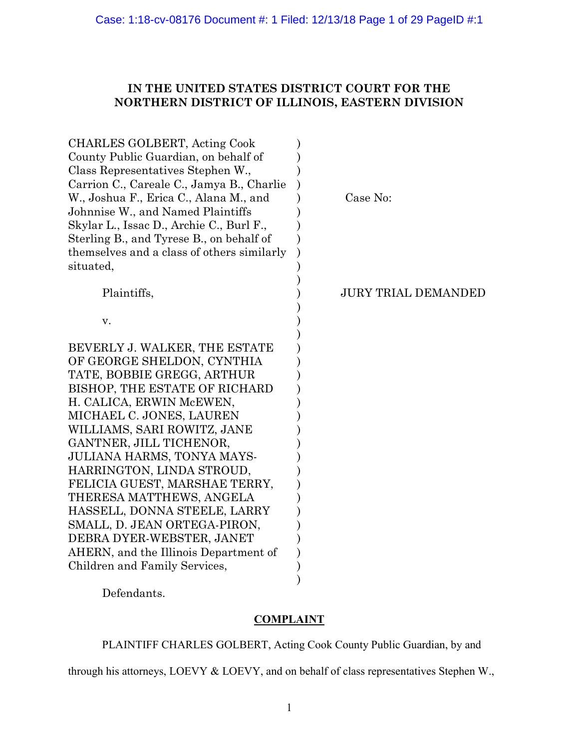# IN THE UNITED STATES DISTRICT COURT FOR THE NORTHERN DISTRICT OF ILLINOIS, EASTERN DIVISION

CHARLES GOLBERT, Acting Cook County Public Guardian, on behalf of Class Representatives Stephen W., Carrion C., Careale C., Jamya B., Charlie W., Joshua F., Erica C., Alana M., and Johnnise W., and Named Plaintiffs Skylar L., Issac D., Archie C., Burl F., Sterling B., and Tyrese B., on behalf of themselves and a class of others similarly situated,

Plaintiffs,

v.

BEVERLY J. WALKER, THE ESTATE OF GEORGE SHELDON, CYNTHIA TATE, BOBBIE GREGG, ARTHUR BISHOP, THE ESTATE OF RICHARD H. CALICA, ERWIN McEWEN, MICHAEL C. JONES, LAUREN WILLIAMS, SARI ROWITZ, JANE GANTNER, JILL TICHENOR, JULIANA HARMS, TONYA MAYS-HARRINGTON, LINDA STROUD, FELICIA GUEST, MARSHAE TERRY, THERESA MATTHEWS, ANGELA HASSELL, DONNA STEELE, LARRY SMALL, D. JEAN ORTEGA-PIRON, DEBRA DYER-WEBSTER, JANET AHERN, and the Illinois Department of Children and Family Services,

Defendants.

Case No:

JURY TRIAL DEMANDED

## COMPLAINT

PLAINTIFF CHARLES GOLBERT, Acting Cook County Public Guardian, by and through his attorneys, LOEVY & LOEVY, and on behalf of class representatives Stephen W.,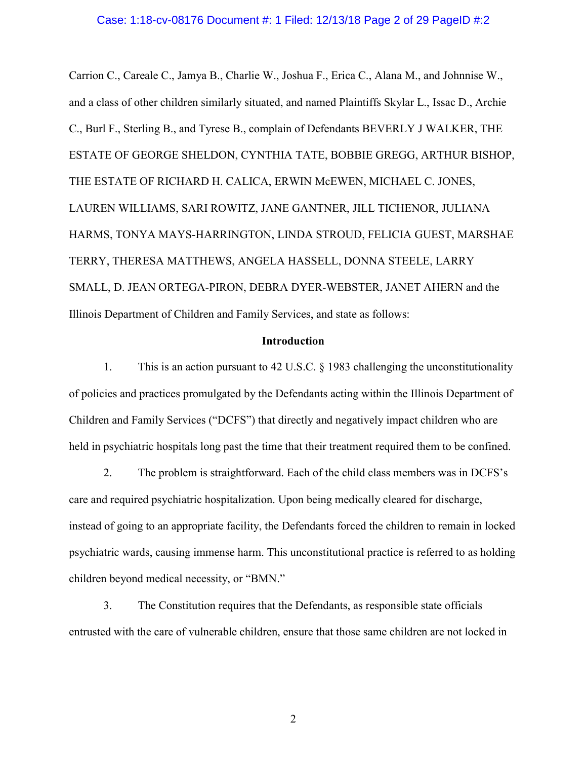Carrion C., Careale C., Jamya B., Charlie W., Joshua F., Erica C., Alana M., and Johnnise W., and a class of other children similarly situated, and named Plaintiffs Skylar L., Issac D., Archie C., Burl F., Sterling B., and Tyrese B., complain of Defendants BEVERLY J WALKER, THE ESTATE OF GEORGE SHELDON, CYNTHIA TATE, BOBBIE GREGG, ARTHUR BISHOP, THE ESTATE OF RICHARD H. CALICA, ERWIN McEWEN, MICHAEL C. JONES, LAUREN WILLIAMS, SARI ROWITZ, JANE GANTNER, JILL TICHENOR, JULIANA HARMS, TONYA MAYS-HARRINGTON, LINDA STROUD, FELICIA GUEST, MARSHAE TERRY, THERESA MATTHEWS, ANGELA HASSELL, DONNA STEELE, LARRY SMALL, D. JEAN ORTEGA-PIRON, DEBRA DYER-WEBSTER, JANET AHERN and the Illinois Department of Children and Family Services, and state as follows:

## Introduction

1. This is an action pursuant to 42 U.S.C. § 1983 challenging the unconstitutionality of policies and practices promulgated by the Defendants acting within the Illinois Department of Children and Family Services ("DCFS") that directly and negatively impact children who are held in psychiatric hospitals long past the time that their treatment required them to be confined.

2. The problem is straightforward. Each of the child class members was in DCFS's care and required psychiatric hospitalization. Upon being medically cleared for discharge, instead of going to an appropriate facility, the Defendants forced the children to remain in locked psychiatric wards, causing immense harm. This unconstitutional practice is referred to as holding children beyond medical necessity, or "BMN."

3. The Constitution requires that the Defendants, as responsible state officials entrusted with the care of vulnerable children, ensure that those same children are not locked in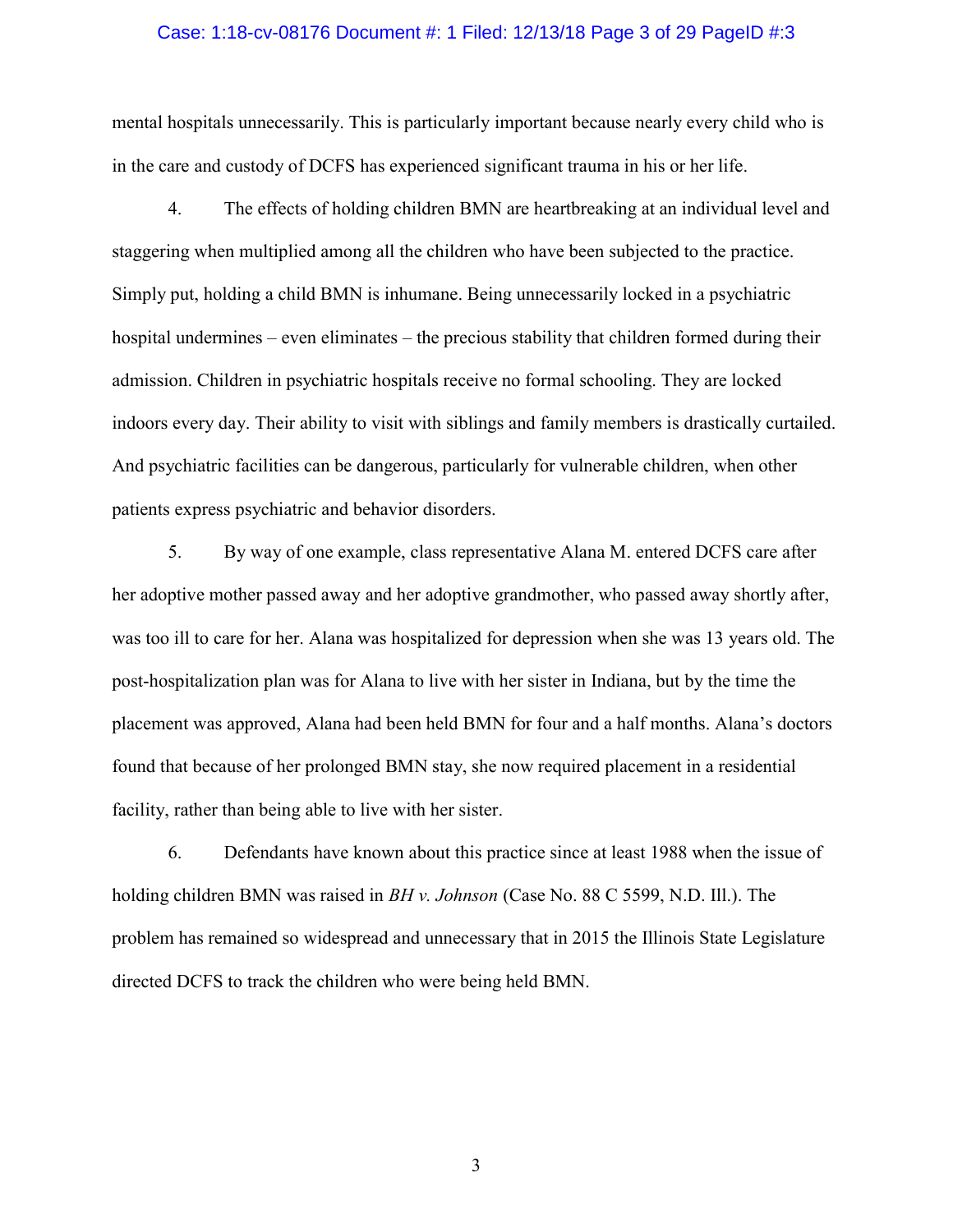mental hospitals unnecessarily. This is particularly important because nearly every child who is in the care and custody of DCFS has experienced significant trauma in his or her life.

4. The effects of holding children BMN are heartbreaking at an individual level and staggering when multiplied among all the children who have been subjected to the practice. Simply put, holding a child BMN is inhumane. Being unnecessarily locked in a psychiatric hospital undermines – even eliminates – the precious stability that children formed during their admission. Children in psychiatric hospitals receive no formal schooling. They are locked indoors every day. Their ability to visit with siblings and family members is drastically curtailed. And psychiatric facilities can be dangerous, particularly for vulnerable children, when other patients express psychiatric and behavior disorders.

5. By way of one example, class representative Alana M. entered DCFS care after her adoptive mother passed away and her adoptive grandmother, who passed away shortly after, was too ill to care for her. Alana was hospitalized for depression when she was 13 years old. The post-hospitalization plan was for Alana to live with her sister in Indiana, but by the time the placement was approved, Alana had been held BMN for four and a half months. Alana's doctors found that because of her prolonged BMN stay, she now required placement in a residential facility, rather than being able to live with her sister.

6. Defendants have known about this practice since at least 1988 when the issue of holding children BMN was raised in *BH v. Johnson* (Case No. 88 C 5599, N.D. Ill.). The problem has remained so widespread and unnecessary that in 2015 the Illinois State Legislature directed DCFS to track the children who were being held BMN.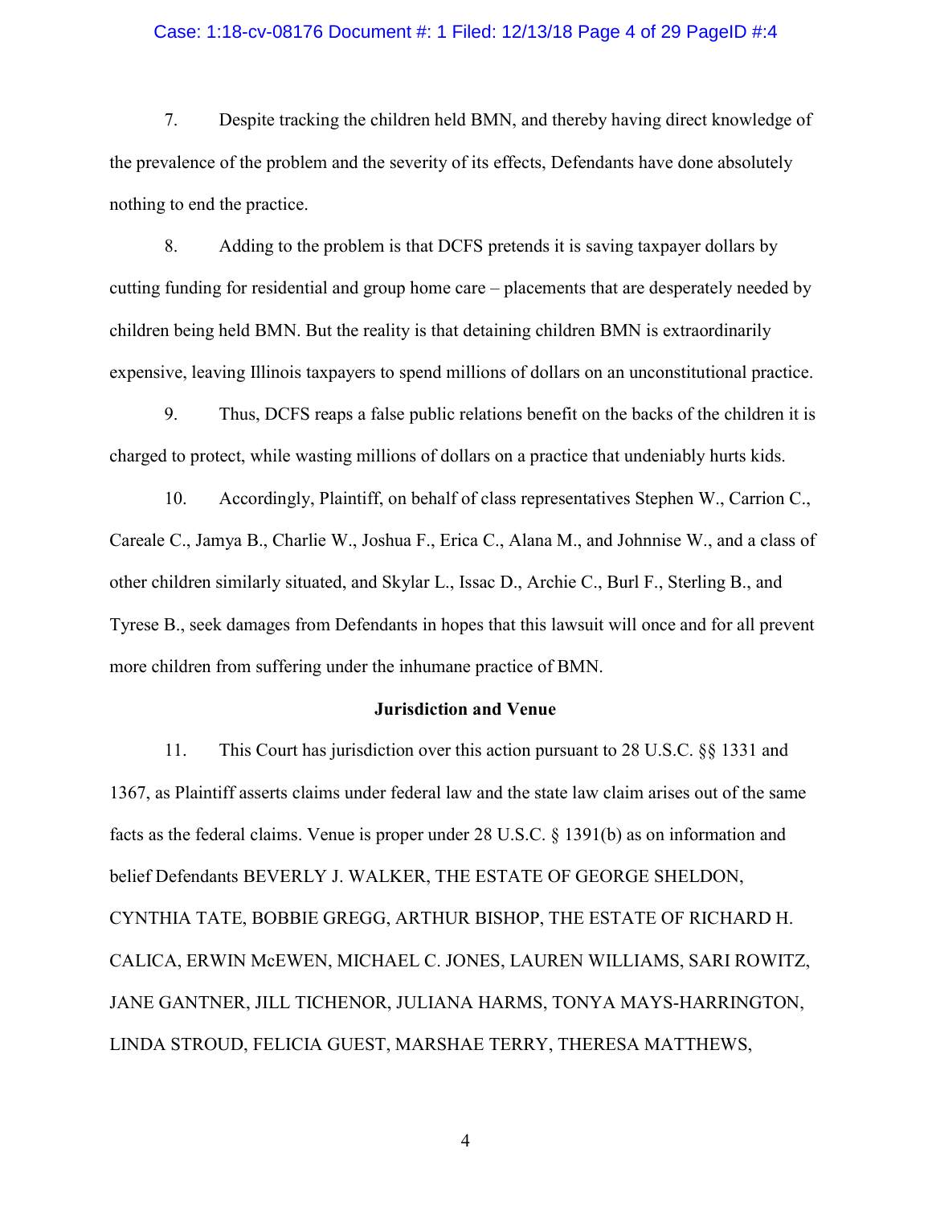7. Despite tracking the children held BMN, and thereby having direct knowledge of the prevalence of the problem and the severity of its effects, Defendants have done absolutely nothing to end the practice.

8. Adding to the problem is that DCFS pretends it is saving taxpayer dollars by cutting funding for residential and group home care – placements that are desperately needed by children being held BMN. But the reality is that detaining children BMN is extraordinarily expensive, leaving Illinois taxpayers to spend millions of dollars on an unconstitutional practice.

9. Thus, DCFS reaps a false public relations benefit on the backs of the children it is charged to protect, while wasting millions of dollars on a practice that undeniably hurts kids.

10. Accordingly, Plaintiff, on behalf of class representatives Stephen W., Carrion C., Careale C., Jamya B., Charlie W., Joshua F., Erica C., Alana M., and Johnnise W., and a class of other children similarly situated, and Skylar L., Issac D., Archie C., Burl F., Sterling B., and Tyrese B., seek damages from Defendants in hopes that this lawsuit will once and for all prevent more children from suffering under the inhumane practice of BMN.

**Jurisdiction and Venue**

11. This Court has jurisdiction over this action pursuant to 28 U.S.C. §§ 1331 and 1367, as Plaintiff asserts claims under federal law and the state law claim arises out of the same facts as the federal claims. Venue is proper under 28 U.S.C. § 1391(b) as on information and belief Defendants BEVERLY J. WALKER, THE ESTATE OF GEORGE SHELDON, CYNTHIA TATE, BOBBIE GREGG, ARTHUR BISHOP, THE ESTATE OF RICHARD H. CALICA, ERWIN McEWEN, MICHAEL C. JONES, LAUREN WILLIAMS, SARI ROWITZ, JANE GANTNER, JILL TICHENOR, JULIANA HARMS, TONYA MAYS-HARRINGTON, LINDA STROUD, FELICIA GUEST, MARSHAE TERRY, THERESA MATTHEWS,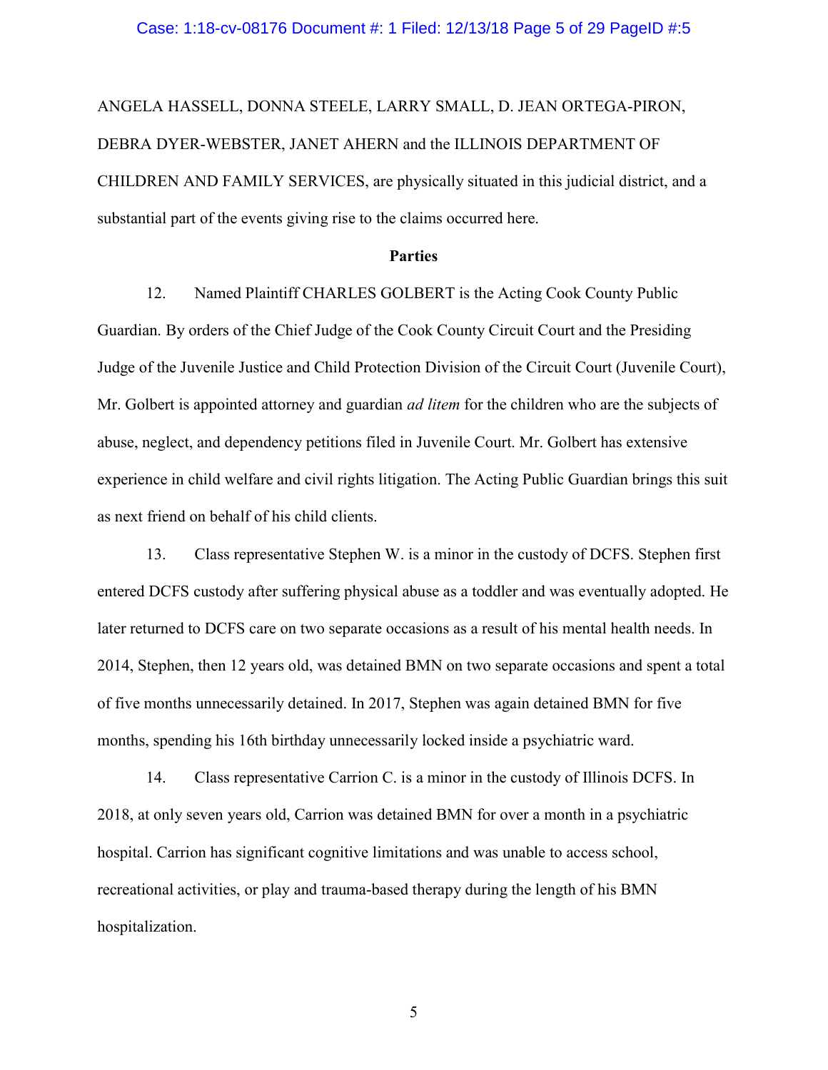ANGELA HASSELL, DONNA STEELE, LARRY SMALL, D. JEAN ORTEGA-PIRON, DEBRA DYER-WEBSTER, JANET AHERN and the ILLINOIS DEPARTMENT OF CHILDREN AND FAMILY SERVICES, are physically situated in this judicial district, and a substantial part of the events giving rise to the claims occurred here.

**Parties**

12. Named Plaintiff CHARLES GOLBERT is the Acting Cook County Public Guardian. By orders of the Chief Judge of the Cook County Circuit Court and the Presiding Judge of the Juvenile Justice and Child Protection Division of the Circuit Court (Juvenile Court), Mr. Golbert is appointed attorney and guardian *ad litem* for the children who are the subjects of abuse, neglect, and dependency petitions filed in Juvenile Court. Mr. Golbert has extensive experience in child welfare and civil rights litigation. The Acting Public Guardian brings this suit as next friend on behalf of his child clients.

13. Class representative Stephen W. is a minor in the custody of DCFS. Stephen first entered DCFS custody after suffering physical abuse as a toddler and was eventually adopted. He later returned to DCFS care on two separate occasions as a result of his mental health needs. In 2014, Stephen, then 12 years old, was detained BMN on two separate occasions and spent a total of five months unnecessarily detained. In 2017, Stephen was again detained BMN for five months, spending his 16th birthday unnecessarily locked inside a psychiatric ward.

14. Class representative Carrion C. is a minor in the custody of Illinois DCFS. In 2018, at only seven years old, Carrion was detained BMN for over a month in a psychiatric hospital. Carrion has significant cognitive limitations and was unable to access school, recreational activities, or play and trauma-based therapy during the length of his BMN hospitalization.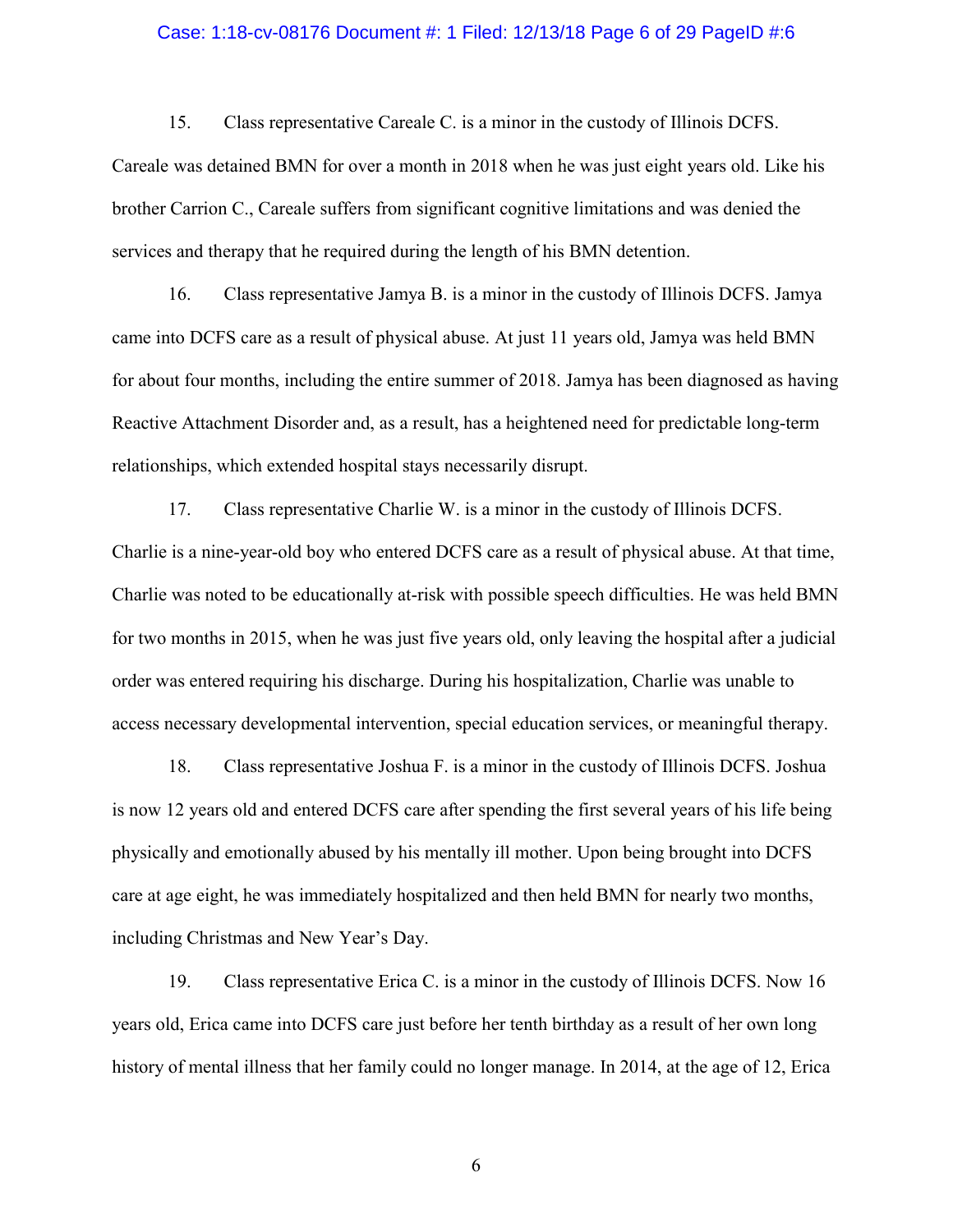15. Class representative Careale C. is a minor in the custody of Illinois DCFS. Careale was detained BMN for over a month in 2018 when he was just eight years old. Like his brother Carrion C., Careale suffers from significant cognitive limitations and was denied the services and therapy that he required during the length of his BMN detention.

16. Class representative Jamya B. is a minor in the custody of Illinois DCFS. Jamya came into DCFS care as a result of physical abuse. At just 11 years old, Jamya was held BMN for about four months, including the entire summer of 2018. Jamya has been diagnosed as having Reactive Attachment Disorder and, as a result, has a heightened need for predictable long-term relationships, which extended hospital stays necessarily disrupt.

17. Class representative Charlie W. is a minor in the custody of Illinois DCFS. Charlie is a nine-year-old boy who entered DCFS care as a result of physical abuse. At that time, Charlie was noted to be educationally at-risk with possible speech difficulties. He was held BMN for two months in 2015, when he was just five years old, only leaving the hospital after a judicial order was entered requiring his discharge. During his hospitalization, Charlie was unable to access necessary developmental intervention, special education services, or meaningful therapy.

18. Class representative Joshua F. is a minor in the custody of Illinois DCFS. Joshua is now 12 years old and entered DCFS care after spending the first several years of his life being physically and emotionally abused by his mentally ill mother. Upon being brought into DCFS care at age eight, he was immediately hospitalized and then held BMN for nearly two months, including Christmas and New Year's Day.

19. Class representative Erica C. is a minor in the custody of Illinois DCFS. Now 16 years old, Erica came into DCFS care just before her tenth birthday as a result of her own long history of mental illness that her family could no longer manage. In 2014, at the age of 12, Erica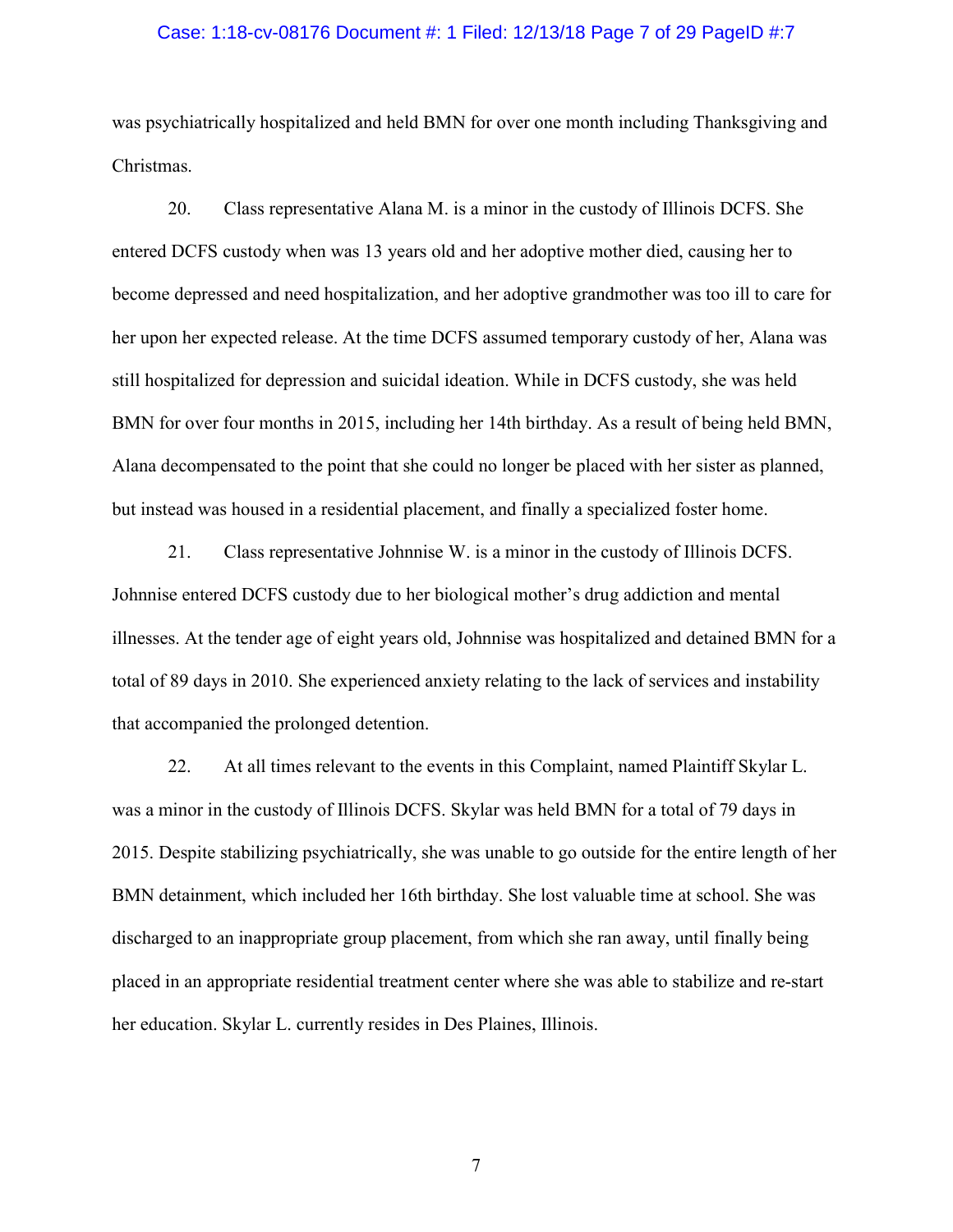was psychiatrically hospitalized and held BMN for over one month including Thanksgiving and Christmas.

20. Class representative Alana M. is a minor in the custody of Illinois DCFS. She entered DCFS custody when was 13 years old and her adoptive mother died, causing her to become depressed and need hospitalization, and her adoptive grandmother was too ill to care for her upon her expected release. At the time DCFS assumed temporary custody of her, Alana was still hospitalized for depression and suicidal ideation. While in DCFS custody, she was held BMN for over four months in 2015, including her 14th birthday. As a result of being held BMN, Alana decompensated to the point that she could no longer be placed with her sister as planned, but instead was housed in a residential placement, and finally a specialized foster home.

21. Class representative Johnnise W. is a minor in the custody of Illinois DCFS. Johnnise entered DCFS custody due to her biological mother's drug addiction and mental illnesses. At the tender age of eight years old, Johnnise was hospitalized and detained BMN for a total of 89 days in 2010. She experienced anxiety relating to the lack of services and instability that accompanied the prolonged detention.

22. At all times relevant to the events in this Complaint, named Plaintiff Skylar L. was a minor in the custody of Illinois DCFS. Skylar was held BMN for a total of 79 days in 2015. Despite stabilizing psychiatrically, she was unable to go outside for the entire length of her BMN detainment, which included her 16th birthday. She lost valuable time at school. She was discharged to an inappropriate group placement, from which she ran away, until finally being placed in an appropriate residential treatment center where she was able to stabilize and re-start her education. Skylar L. currently resides in Des Plaines, Illinois.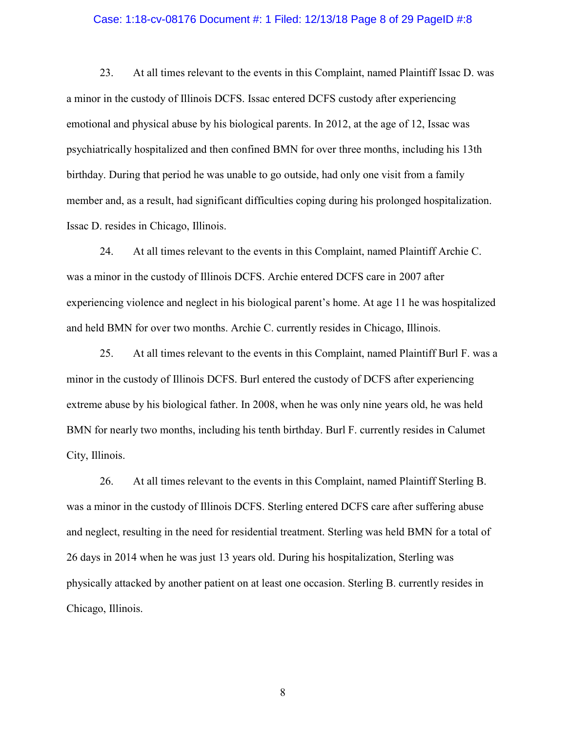23. At all times relevant to the events in this Complaint, named Plaintiff Issac D. was a minor in the custody of Illinois DCFS. Issac entered DCFS custody after experiencing emotional and physical abuse by his biological parents. In 2012, at the age of 12, Issac was psychiatrically hospitalized and then confined BMN for over three months, including his 13th birthday. During that period he was unable to go outside, had only one visit from a family member and, as a result, had significant difficulties coping during his prolonged hospitalization. Issac D. resides in Chicago, Illinois.

24. At all times relevant to the events in this Complaint, named Plaintiff Archie C. was a minor in the custody of Illinois DCFS. Archie entered DCFS care in 2007 after experiencing violence and neglect in his biological parent's home. At age 11 he was hospitalized and held BMN for over two months. Archie C. currently resides in Chicago, Illinois.

25. At all times relevant to the events in this Complaint, named Plaintiff Burl F. was a minor in the custody of Illinois DCFS. Burl entered the custody of DCFS after experiencing extreme abuse by his biological father. In 2008, when he was only nine years old, he was held BMN for nearly two months, including his tenth birthday. Burl F. currently resides in Calumet City, Illinois.

26. At all times relevant to the events in this Complaint, named Plaintiff Sterling B. was a minor in the custody of Illinois DCFS. Sterling entered DCFS care after suffering abuse and neglect, resulting in the need for residential treatment. Sterling was held BMN for a total of 26 days in 2014 when he was just 13 years old. During his hospitalization, Sterling was physically attacked by another patient on at least one occasion. Sterling B. currently resides in Chicago, Illinois.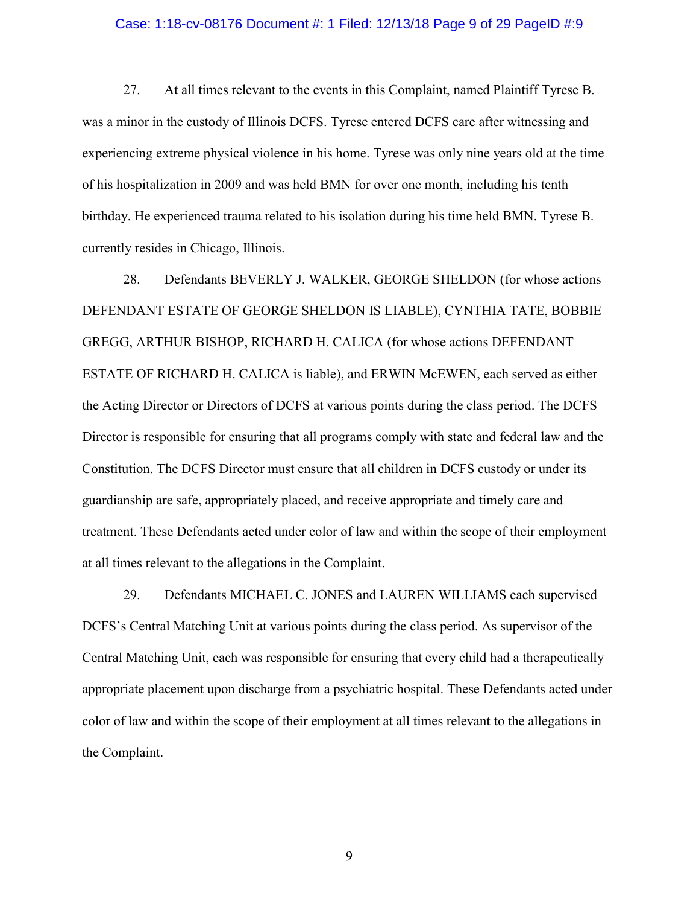27. At all times relevant to the events in this Complaint, named Plaintiff Tyrese B. was a minor in the custody of Illinois DCFS. Tyrese entered DCFS care after witnessing and experiencing extreme physical violence in his home. Tyrese was only nine years old at the time of his hospitalization in 2009 and was held BMN for over one month, including his tenth birthday. He experienced trauma related to his isolation during his time held BMN. Tyrese B. currently resides in Chicago, Illinois.

28. Defendants BEVERLY J. WALKER, GEORGE SHELDON (for whose actions DEFENDANT ESTATE OF GEORGE SHELDON IS LIABLE), CYNTHIA TATE, BOBBIE GREGG, ARTHUR BISHOP, RICHARD H. CALICA (for whose actions DEFENDANT ESTATE OF RICHARD H. CALICA is liable), and ERWIN McEWEN, each served as either the Acting Director or Directors of DCFS at various points during the class period. The DCFS Director is responsible for ensuring that all programs comply with state and federal law and the Constitution. The DCFS Director must ensure that all children in DCFS custody or under its guardianship are safe, appropriately placed, and receive appropriate and timely care and treatment. These Defendants acted under color of law and within the scope of their employment at all times relevant to the allegations in the Complaint.

29. Defendants MICHAEL C. JONES and LAUREN WILLIAMS each supervised DCFS's Central Matching Unit at various points during the class period. As supervisor of the Central Matching Unit, each was responsible for ensuring that every child had a therapeutically appropriate placement upon discharge from a psychiatric hospital. These Defendants acted under color of law and within the scope of their employment at all times relevant to the allegations in the Complaint.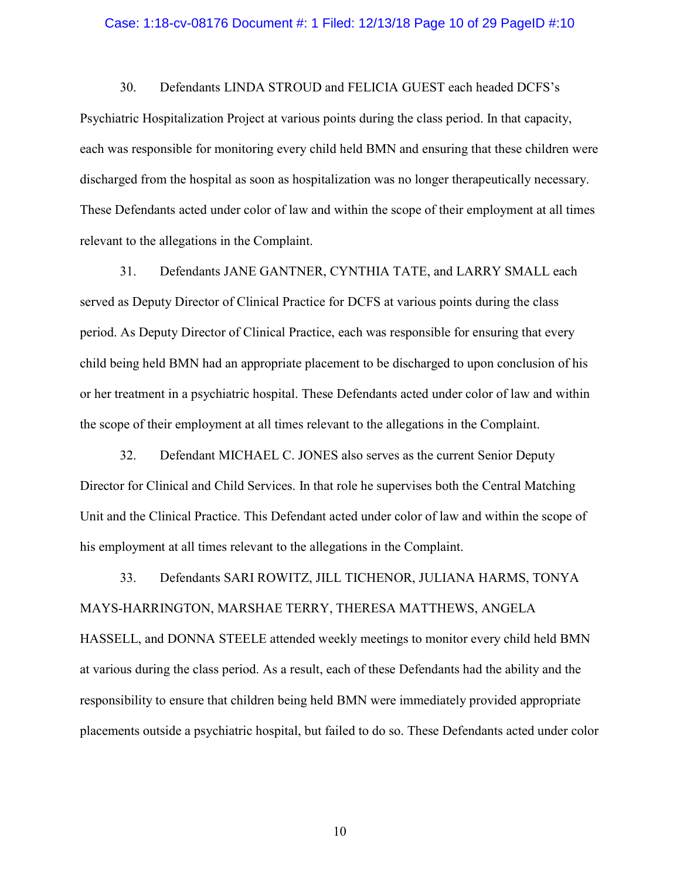30. Defendants LINDA STROUD and FELICIA GUEST each headed DCFS's Psychiatric Hospitalization Project at various points during the class period. In that capacity, each was responsible for monitoring every child held BMN and ensuring that these children were discharged from the hospital as soon as hospitalization was no longer therapeutically necessary. These Defendants acted under color of law and within the scope of their employment at all times relevant to the allegations in the Complaint.

31. Defendants JANE GANTNER, CYNTHIA TATE, and LARRY SMALL each served as Deputy Director of Clinical Practice for DCFS at various points during the class period. As Deputy Director of Clinical Practice, each was responsible for ensuring that every child being held BMN had an appropriate placement to be discharged to upon conclusion of his or her treatment in a psychiatric hospital. These Defendants acted under color of law and within the scope of their employment at all times relevant to the allegations in the Complaint.

32. Defendant MICHAEL C. JONES also serves as the current Senior Deputy Director for Clinical and Child Services. In that role he supervises both the Central Matching Unit and the Clinical Practice. This Defendant acted under color of law and within the scope of his employment at all times relevant to the allegations in the Complaint.

33. Defendants SARI ROWITZ, JILL TICHENOR, JULIANA HARMS, TONYA MAYS-HARRINGTON, MARSHAE TERRY, THERESA MATTHEWS, ANGELA HASSELL, and DONNA STEELE attended weekly meetings to monitor every child held BMN at various during the class period. As a result, each of these Defendants had the ability and the responsibility to ensure that children being held BMN were immediately provided appropriate placements outside a psychiatric hospital, but failed to do so. These Defendants acted under color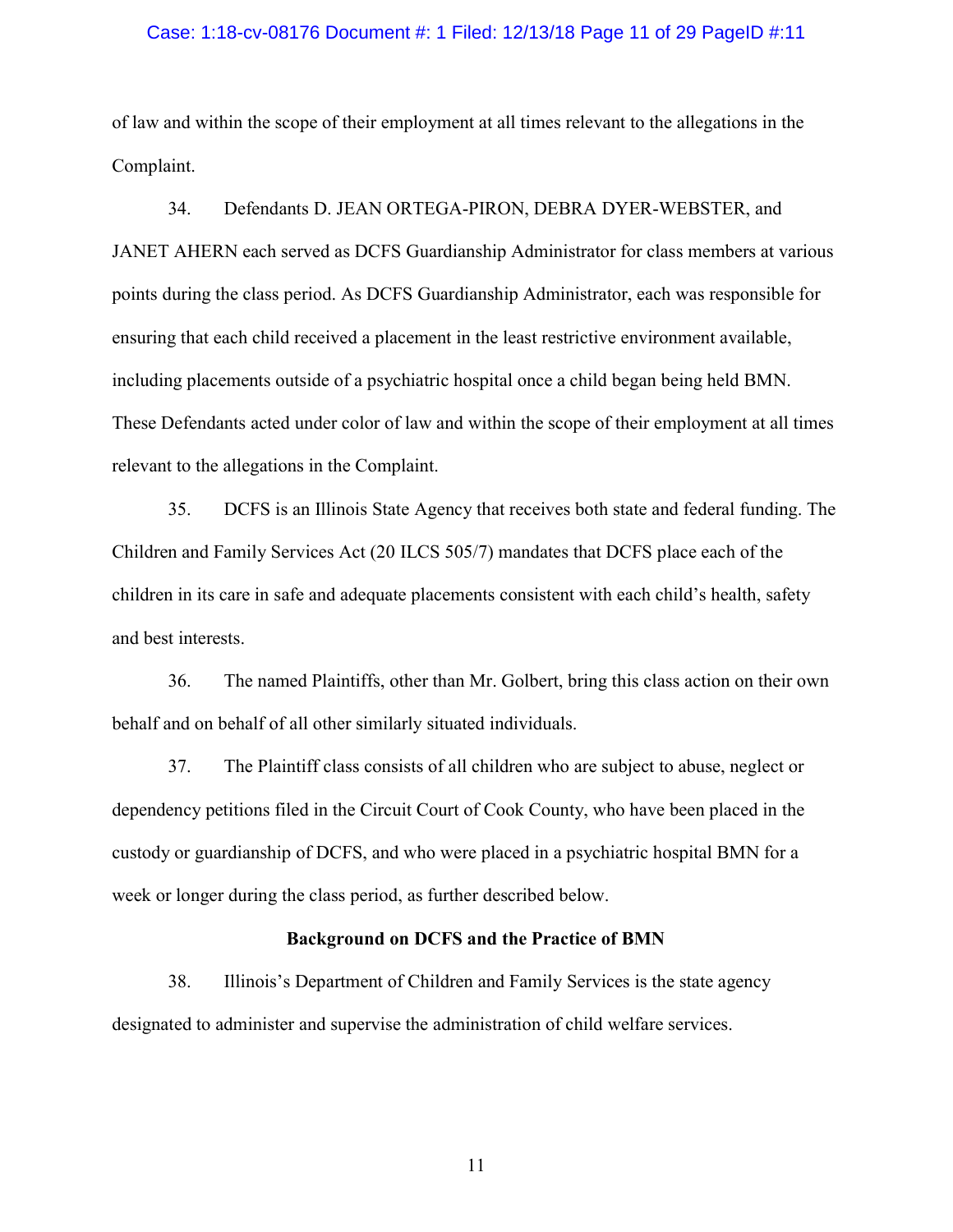of law and within the scope of their employment at all times relevant to the allegations in the Complaint.

34. Defendants D. JEAN ORTEGA-PIRON, DEBRA DYER-WEBSTER, and JANET AHERN each served as DCFS Guardianship Administrator for class members at various points during the class period. As DCFS Guardianship Administrator, each was responsible for ensuring that each child received a placement in the least restrictive environment available, including placements outside of a psychiatric hospital once a child began being held BMN. These Defendants acted under color of law and within the scope of their employment at all times relevant to the allegations in the Complaint.

35. DCFS is an Illinois State Agency that receives both state and federal funding. The Children and Family Services Act (20 ILCS 505/7) mandates that DCFS place each of the children in its care in safe and adequate placements consistent with each child's health, safety and best interests.

36. The named Plaintiffs, other than Mr. Golbert, bring this class action on their own behalf and on behalf of all other similarly situated individuals.

37. The Plaintiff class consists of all children who are subject to abuse, neglect or dependency petitions filed in the Circuit Court of Cook County, who have been placed in the custody or guardianship of DCFS, and who were placed in a psychiatric hospital BMN for a week or longer during the class period, as further described below.

**Background on DCFS and the Practice of BMN**

38. Illinois's Department of Children and Family Services is the state agency designated to administer and supervise the administration of child welfare services.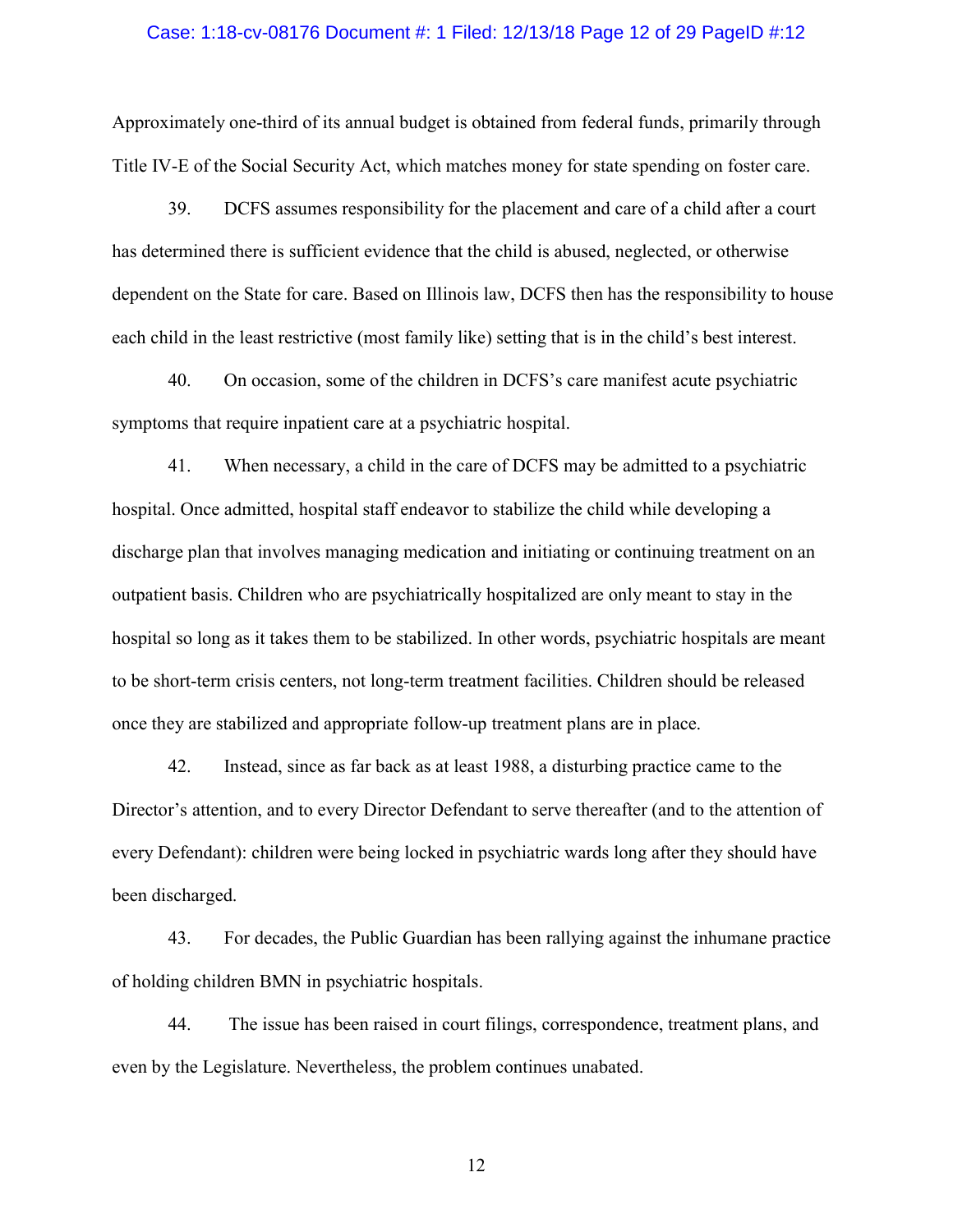Approximately one-third of its annual budget is obtained from federal funds, primarily through Title IV-E of the Social Security Act, which matches money for state spending on foster care.

39. DCFS assumes responsibility for the placement and care of a child after a court has determined there is sufficient evidence that the child is abused, neglected, or otherwise dependent on the State for care. Based on Illinois law, DCFS then has the responsibility to house each child in the least restrictive (most family like) setting that is in the child's best interest.

40. On occasion, some of the children in DCFS's care manifest acute psychiatric symptoms that require inpatient care at a psychiatric hospital.

41. When necessary, a child in the care of DCFS may be admitted to a psychiatric hospital. Once admitted, hospital staff endeavor to stabilize the child while developing a discharge plan that involves managing medication and initiating or continuing treatment on an outpatient basis. Children who are psychiatrically hospitalized are only meant to stay in the hospital so long as it takes them to be stabilized. In other words, psychiatric hospitals are meant to be short-term crisis centers, not long-term treatment facilities. Children should be released once they are stabilized and appropriate follow-up treatment plans are in place.

42. Instead, since as far back as at least 1988, a disturbing practice came to the Director's attention, and to every Director Defendant to serve thereafter (and to the attention of every Defendant): children were being locked in psychiatric wards long after they should have been discharged.

43. For decades, the Public Guardian has been rallying against the inhumane practice of holding children BMN in psychiatric hospitals.

44. The issue has been raised in court filings, correspondence, treatment plans, and even by the Legislature. Nevertheless, the problem continues unabated.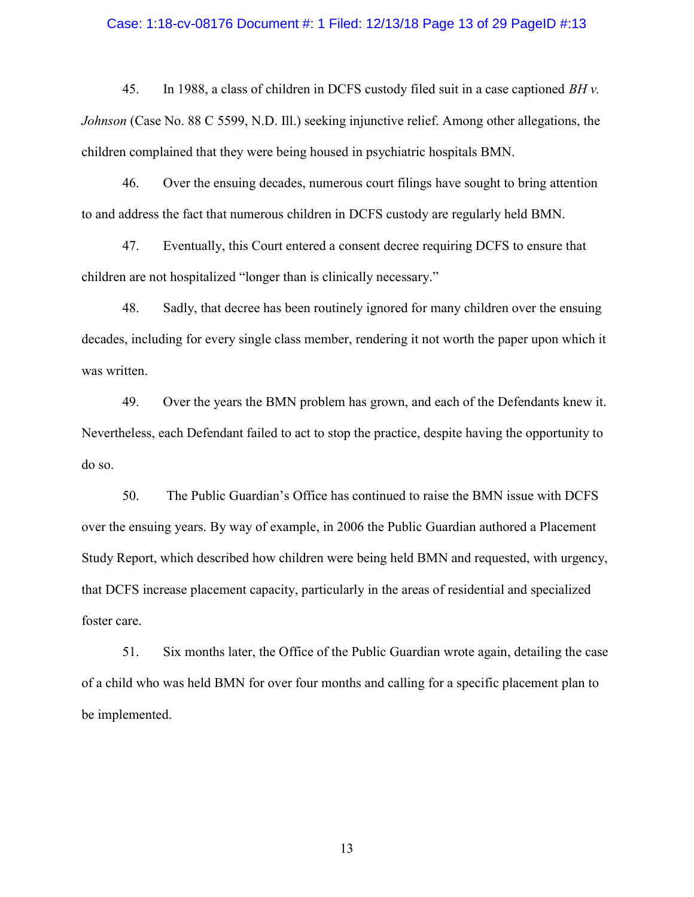45. In 1988, a class of children in DCFS custody filed suit in a case captioned *BH v. Johnson* (Case No. 88 C 5599, N.D. Ill.) seeking injunctive relief. Among other allegations, the children complained that they were being housed in psychiatric hospitals BMN.

46. Over the ensuing decades, numerous court filings have sought to bring attention to and address the fact that numerous children in DCFS custody are regularly held BMN.

47. Eventually, this Court entered a consent decree requiring DCFS to ensure that children are not hospitalized "longer than is clinically necessary."

48. Sadly, that decree has been routinely ignored for many children over the ensuing decades, including for every single class member, rendering it not worth the paper upon which it was written.

49. Over the years the BMN problem has grown, and each of the Defendants knew it. Nevertheless, each Defendant failed to act to stop the practice, despite having the opportunity to do so.

50. The Public Guardian's Office has continued to raise the BMN issue with DCFS over the ensuing years. By way of example, in 2006 the Public Guardian authored a Placement Study Report, which described how children were being held BMN and requested, with urgency, that DCFS increase placement capacity, particularly in the areas of residential and specialized foster care.

51. Six months later, the Office of the Public Guardian wrote again, detailing the case of a child who was held BMN for over four months and calling for a specific placement plan to be implemented.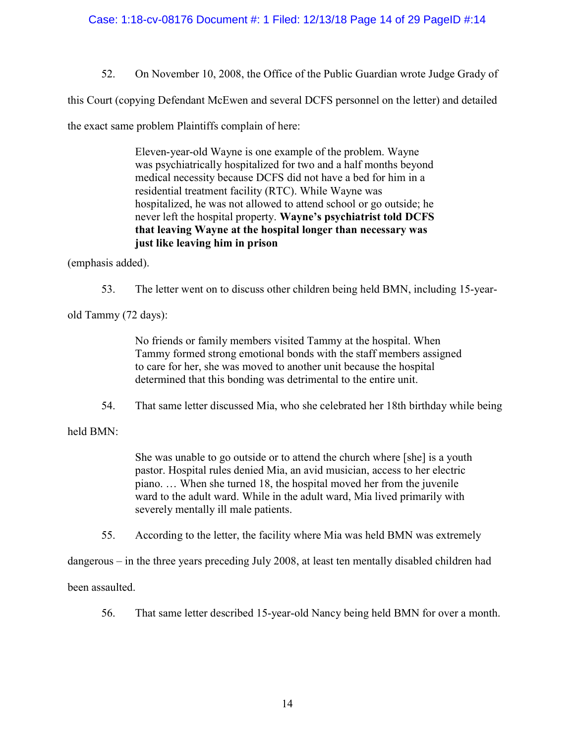52. On November 10, 2008, the Office of the Public Guardian wrote Judge Grady of this Court (copying Defendant McEwen and several DCFS personnel on the letter) and detailed the exact same problem Plaintiffs complain of here:

> Eleven-year-old Wayne is one example of the problem. Wayne was psychiatrically hospitalized for two and a half months beyond medical necessity because DCFS did not have a bed for him in a residential treatment facility (RTC). While Wayne was hospitalized, he was not allowed to attend school or go outside; he never left the hospital property. **Wayne's psychiatrist told DCFS that leaving Wayne at the hospital longer than necessary was just like leaving him in prison**

(emphasis added).

53. The letter went on to discuss other children being held BMN, including 15-year-old Tammy (72 days):

> No friends or family members visited Tammy at the hospital. When Tammy formed strong emotional bonds with the staff members assigned to care for her, she was moved to another unit because the hospital determined that this bonding was detrimental to the entire unit.

54. That same letter discussed Mia, who she celebrated her 18th birthday while being held BMN:

> She was unable to go outside or to attend the church where [she] is a youth pastor. Hospital rules denied Mia, an avid musician, access to her electric piano. … When she turned 18, the hospital moved her from the juvenile ward to the adult ward. While in the adult ward, Mia lived primarily with severely mentally ill male patients.

55. According to the letter, the facility where Mia was held BMN was extremely dangerous – in the three years preceding July 2008, at least ten mentally disabled children had been assaulted.

56. That same letter described 15-year-old Nancy being held BMN for over a month.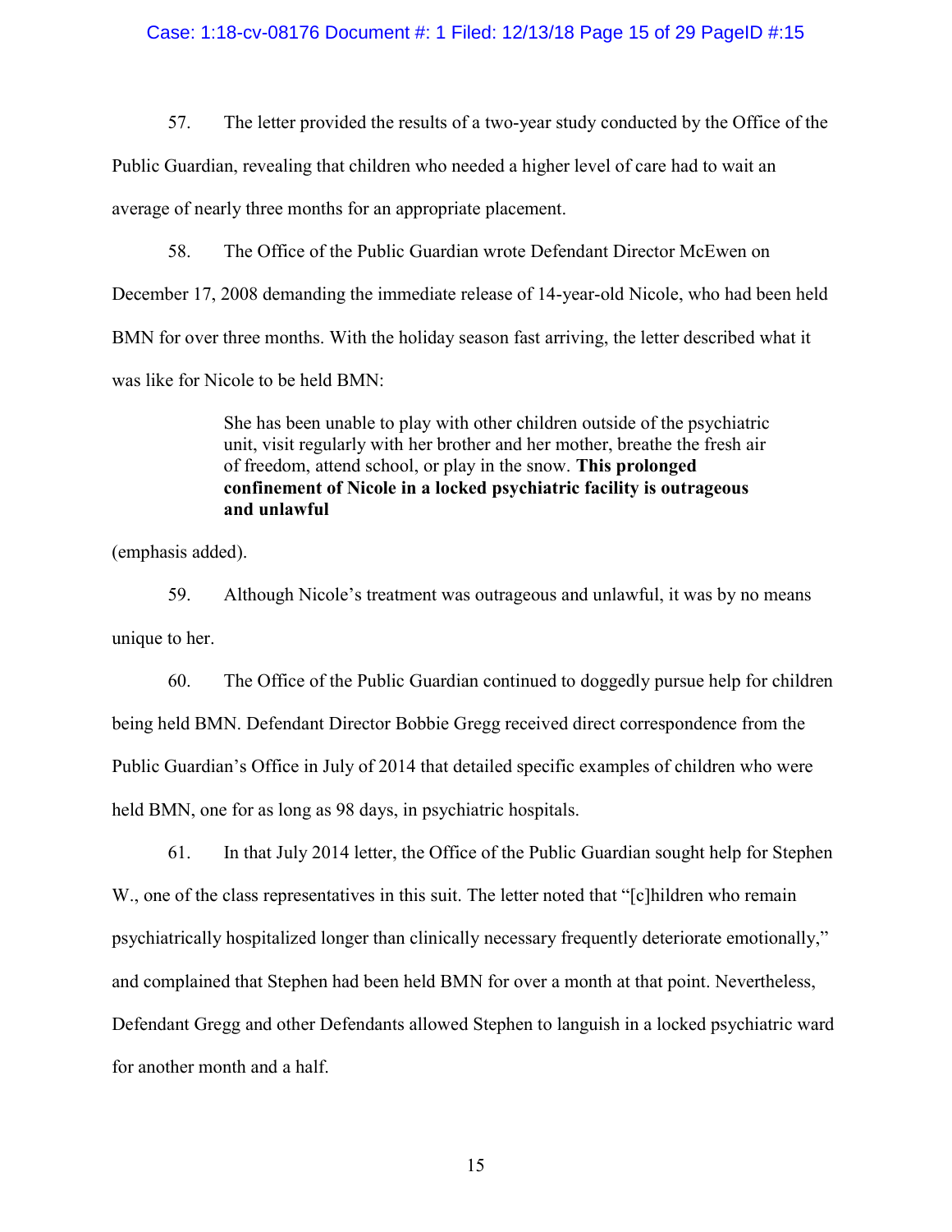57. The letter provided the results of a two-year study conducted by the Office of the Public Guardian, revealing that children who needed a higher level of care had to wait an average of nearly three months for an appropriate placement.

58. The Office of the Public Guardian wrote Defendant Director McEwen on December 17, 2008 demanding the immediate release of 14-year-old Nicole, who had been held BMN for over three months. With the holiday season fast arriving, the letter described what it was like for Nicole to be held BMN:

> She has been unable to play with other children outside of the psychiatric unit, visit regularly with her brother and her mother, breathe the fresh air of freedom, attend school, or play in the snow. **This prolonged confinement of Nicole in a locked psychiatric facility is outrageous and unlawful**

(emphasis added).

59. Although Nicole's treatment was outrageous and unlawful, it was by no means unique to her.

60. The Office of the Public Guardian continued to doggedly pursue help for children being held BMN. Defendant Director Bobbie Gregg received direct correspondence from the Public Guardian's Office in July of 2014 that detailed specific examples of children who were held BMN, one for as long as 98 days, in psychiatric hospitals.

61. In that July 2014 letter, the Office of the Public Guardian sought help for Stephen W., one of the class representatives in this suit. The letter noted that "[c]hildren who remain psychiatrically hospitalized longer than clinically necessary frequently deteriorate emotionally," and complained that Stephen had been held BMN for over a month at that point. Nevertheless, Defendant Gregg and other Defendants allowed Stephen to languish in a locked psychiatric ward for another month and a half.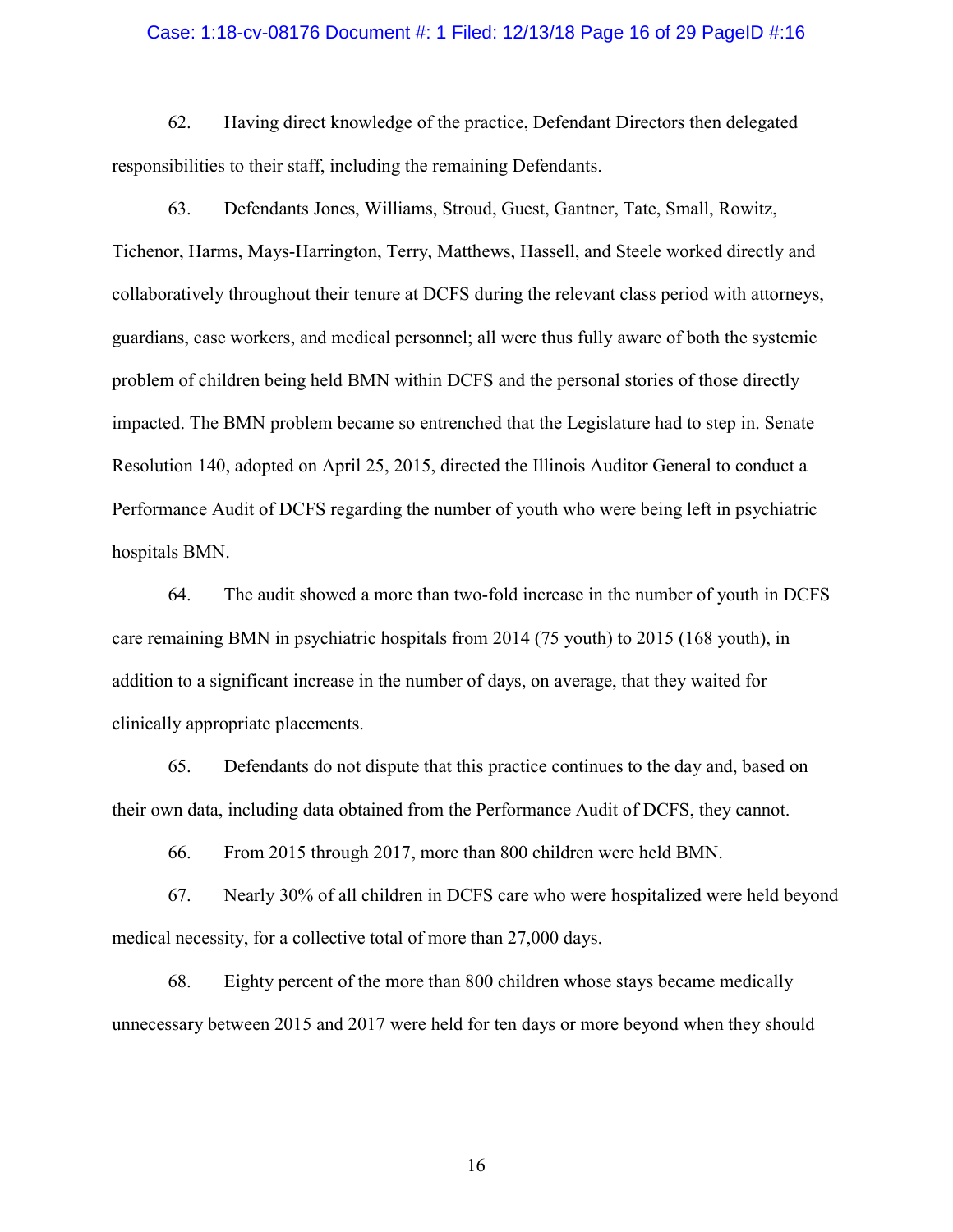62. Having direct knowledge of the practice, Defendant Directors then delegated responsibilities to their staff, including the remaining Defendants.

63. Defendants Jones, Williams, Stroud, Guest, Gantner, Tate, Small, Rowitz, Tichenor, Harms, Mays-Harrington, Terry, Matthews, Hassell, and Steele worked directly and collaboratively throughout their tenure at DCFS during the relevant class period with attorneys, guardians, case workers, and medical personnel; all were thus fully aware of both the systemic problem of children being held BMN within DCFS and the personal stories of those directly impacted. The BMN problem became so entrenched that the Legislature had to step in. Senate Resolution 140, adopted on April 25, 2015, directed the Illinois Auditor General to conduct a Performance Audit of DCFS regarding the number of youth who were being left in psychiatric hospitals BMN.

64. The audit showed a more than two-fold increase in the number of youth in DCFS care remaining BMN in psychiatric hospitals from 2014 (75 youth) to 2015 (168 youth), in addition to a significant increase in the number of days, on average, that they waited for clinically appropriate placements.

65. Defendants do not dispute that this practice continues to the day and, based on their own data, including data obtained from the Performance Audit of DCFS, they cannot.

66. From 2015 through 2017, more than 800 children were held BMN.

67. Nearly 30% of all children in DCFS care who were hospitalized were held beyond medical necessity, for a collective total of more than 27,000 days.

68. Eighty percent of the more than 800 children whose stays became medically unnecessary between 2015 and 2017 were held for ten days or more beyond when they should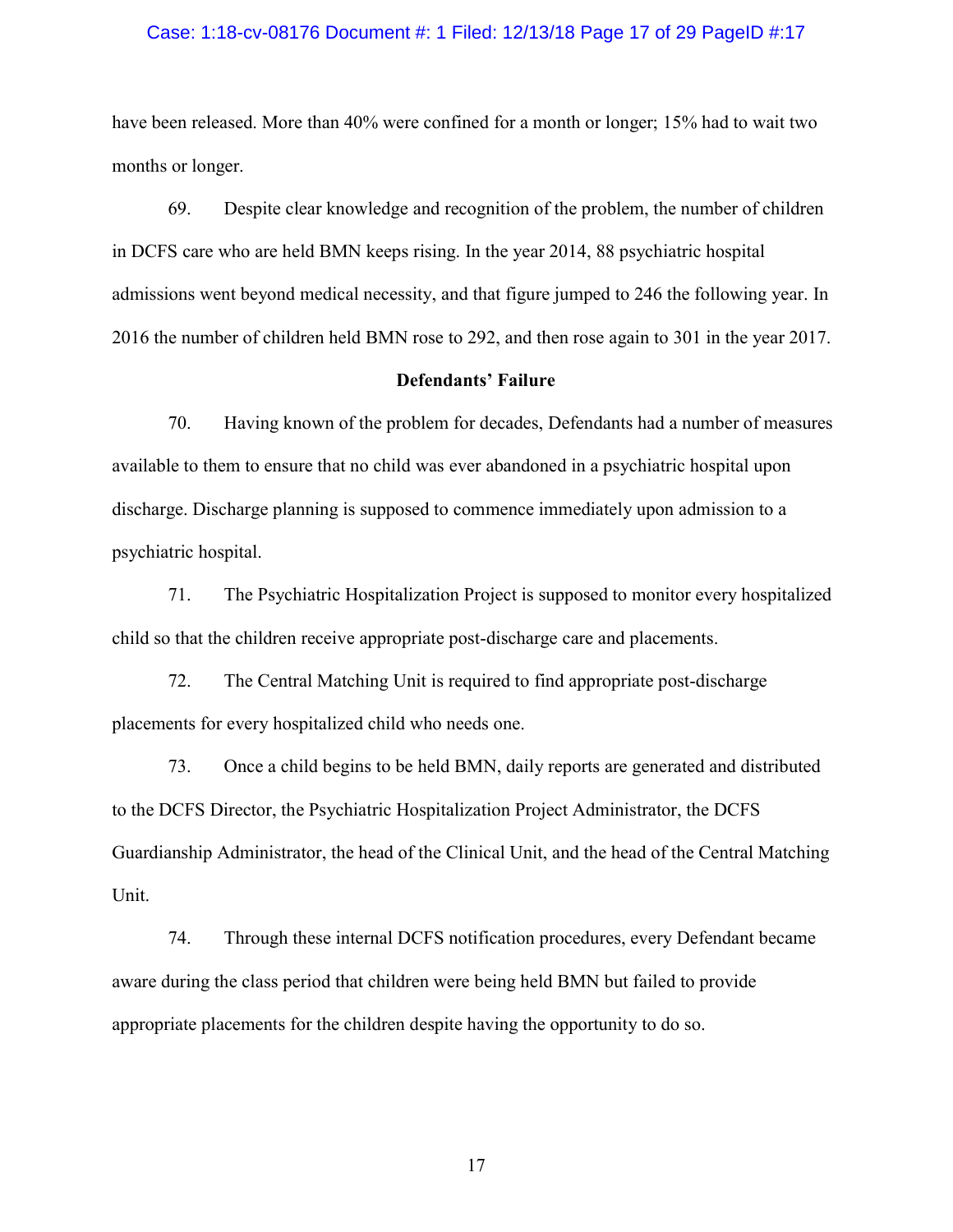have been released. More than 40% were confined for a month or longer; 15% had to wait two months or longer.

69. Despite clear knowledge and recognition of the problem, the number of children in DCFS care who are held BMN keeps rising. In the year 2014, 88 psychiatric hospital admissions went beyond medical necessity, and that figure jumped to 246 the following year. In 2016 the number of children held BMN rose to 292, and then rose again to 301 in the year 2017.

**Defendants' Failure**

70. Having known of the problem for decades, Defendants had a number of measures available to them to ensure that no child was ever abandoned in a psychiatric hospital upon discharge. Discharge planning is supposed to commence immediately upon admission to a psychiatric hospital.

71. The Psychiatric Hospitalization Project is supposed to monitor every hospitalized child so that the children receive appropriate post-discharge care and placements.

72. The Central Matching Unit is required to find appropriate post-discharge placements for every hospitalized child who needs one.

73. Once a child begins to be held BMN, daily reports are generated and distributed to the DCFS Director, the Psychiatric Hospitalization Project Administrator, the DCFS Guardianship Administrator, the head of the Clinical Unit, and the head of the Central Matching Unit.

74. Through these internal DCFS notification procedures, every Defendant became aware during the class period that children were being held BMN but failed to provide appropriate placements for the children despite having the opportunity to do so.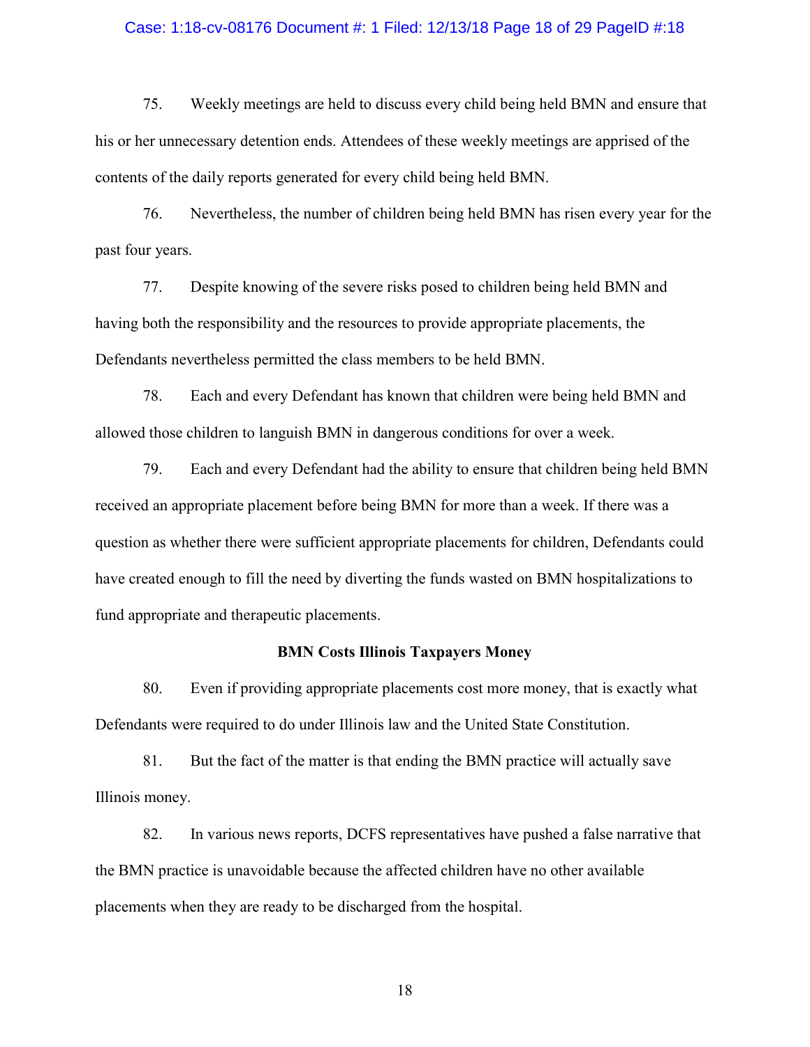75. Weekly meetings are held to discuss every child being held BMN and ensure that his or her unnecessary detention ends. Attendees of these weekly meetings are apprised of the contents of the daily reports generated for every child being held BMN.

76. Nevertheless, the number of children being held BMN has risen every year for the past four years.

77. Despite knowing of the severe risks posed to children being held BMN and having both the responsibility and the resources to provide appropriate placements, the Defendants nevertheless permitted the class members to be held BMN.

78. Each and every Defendant has known that children were being held BMN and allowed those children to languish BMN in dangerous conditions for over a week.

79. Each and every Defendant had the ability to ensure that children being held BMN received an appropriate placement before being BMN for more than a week. If there was a question as whether there were sufficient appropriate placements for children, Defendants could have created enough to fill the need by diverting the funds wasted on BMN hospitalizations to fund appropriate and therapeutic placements.

**BMN Costs Illinois Taxpayers Money**

80. Even if providing appropriate placements cost more money, that is exactly what Defendants were required to do under Illinois law and the United State Constitution.

81. But the fact of the matter is that ending the BMN practice will actually save Illinois money.

82. In various news reports, DCFS representatives have pushed a false narrative that the BMN practice is unavoidable because the affected children have no other available placements when they are ready to be discharged from the hospital.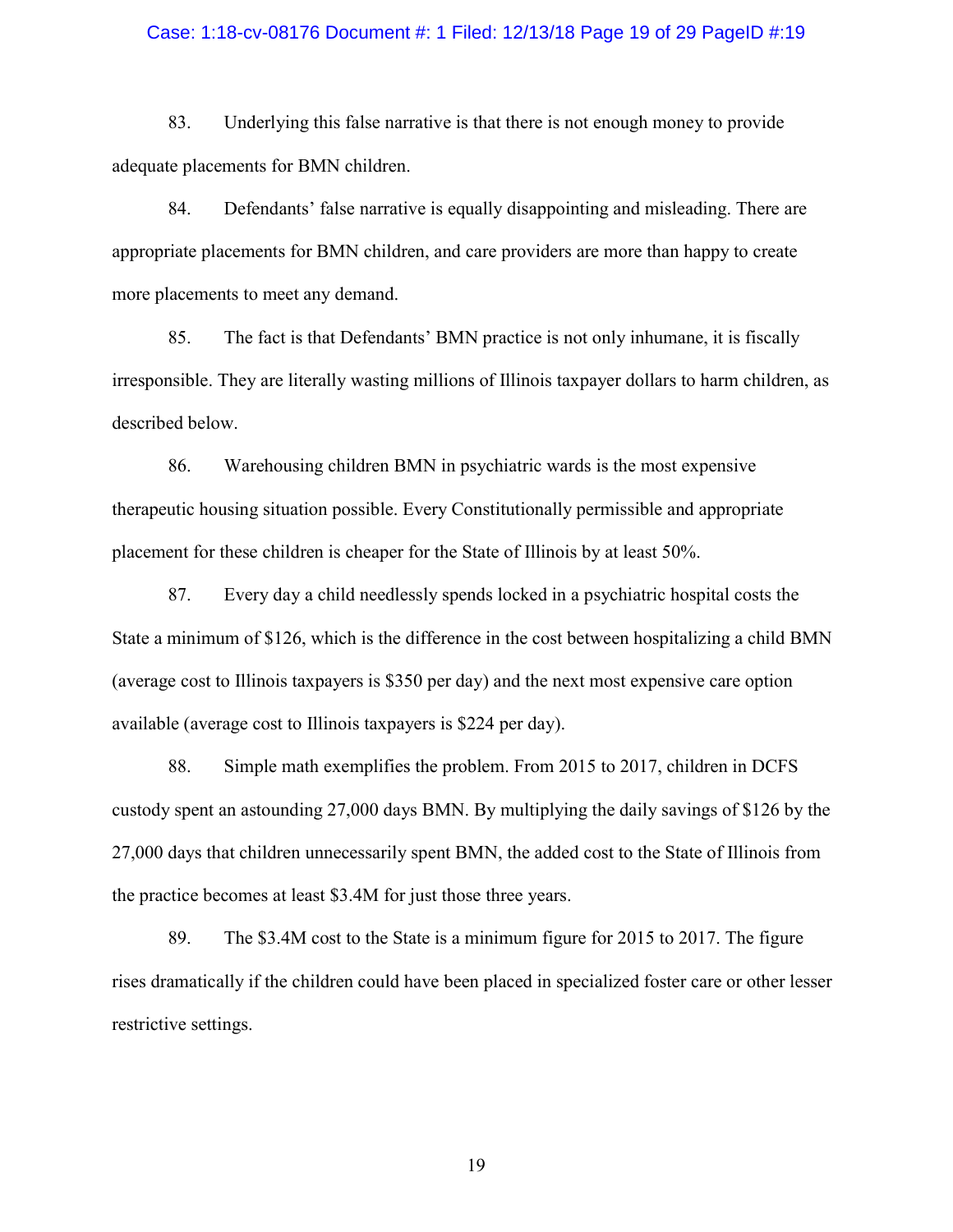83. Underlying this false narrative is that there is not enough money to provide adequate placements for BMN children.

84. Defendants' false narrative is equally disappointing and misleading. There are appropriate placements for BMN children, and care providers are more than happy to create more placements to meet any demand.

85. The fact is that Defendants' BMN practice is not only inhumane, it is fiscally irresponsible. They are literally wasting millions of Illinois taxpayer dollars to harm children, as described below.

86. Warehousing children BMN in psychiatric wards is the most expensive therapeutic housing situation possible. Every Constitutionally permissible and appropriate placement for these children is cheaper for the State of Illinois by at least 50%.

87. Every day a child needlessly spends locked in a psychiatric hospital costs the State a minimum of $126, which is the difference in the cost between hospitalizing a child BMN (average cost to Illinois taxpayers is $350 per day) and the next most expensive care option available (average cost to Illinois taxpayers is $224 per day).

88. Simple math exemplifies the problem. From 2015 to 2017, children in DCFS custody spent an astounding 27,000 days BMN. By multiplying the daily savings of $126 by the 27,000 days that children unnecessarily spent BMN, the added cost to the State of Illinois from the practice becomes at least $3.4M for just those three years.

89. The $3.4M cost to the State is a minimum figure for 2015 to 2017. The figure rises dramatically if the children could have been placed in specialized foster care or other lesser restrictive settings.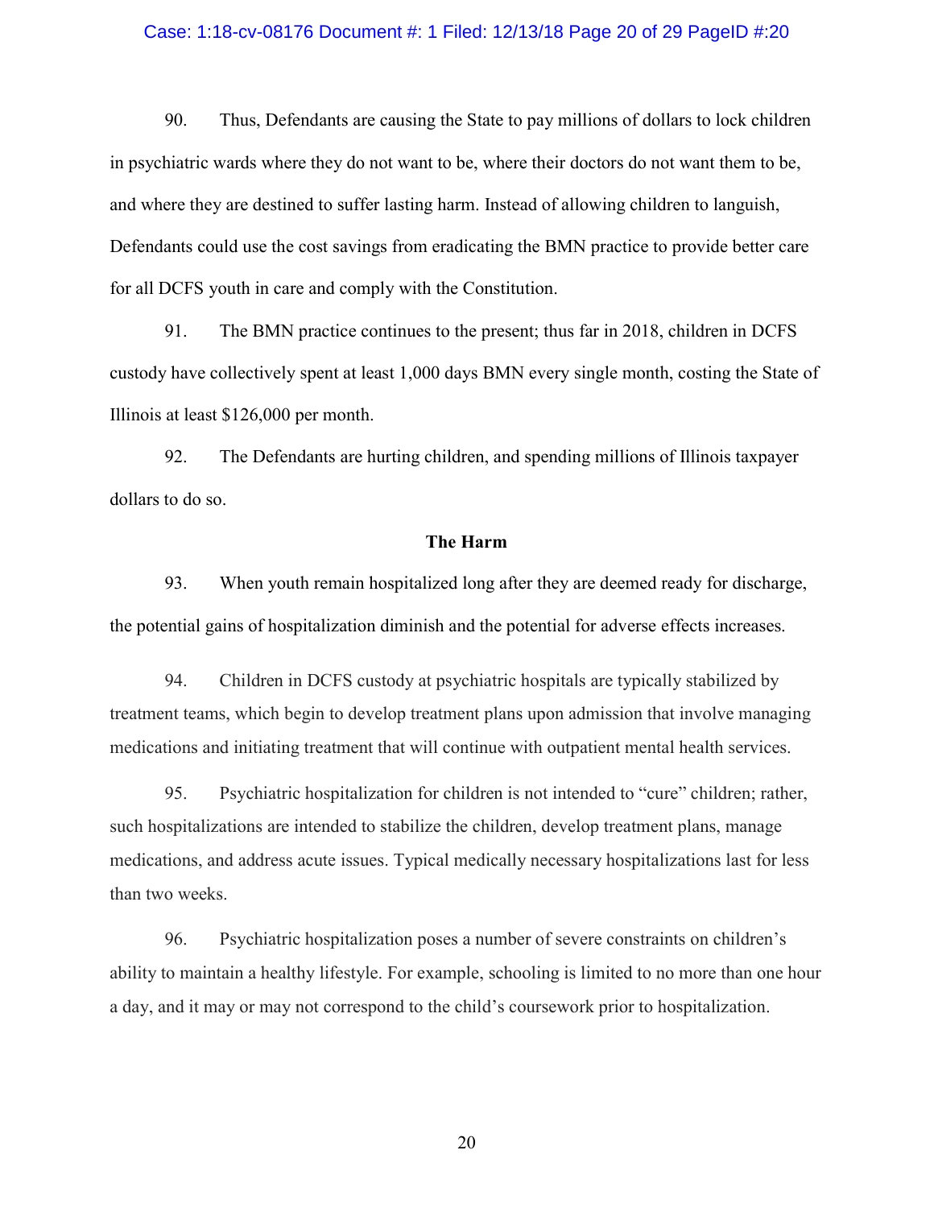90. Thus, Defendants are causing the State to pay millions of dollars to lock children in psychiatric wards where they do not want to be, where their doctors do not want them to be, and where they are destined to suffer lasting harm. Instead of allowing children to languish, Defendants could use the cost savings from eradicating the BMN practice to provide better care for all DCFS youth in care and comply with the Constitution.

91. The BMN practice continues to the present; thus far in 2018, children in DCFS custody have collectively spent at least 1,000 days BMN every single month, costing the State of Illinois at least $126,000 per month.

92. The Defendants are hurting children, and spending millions of Illinois taxpayer dollars to do so.

**The Harm**

93. When youth remain hospitalized long after they are deemed ready for discharge, the potential gains of hospitalization diminish and the potential for adverse effects increases.

94. Children in DCFS custody at psychiatric hospitals are typically stabilized by treatment teams, which begin to develop treatment plans upon admission that involve managing medications and initiating treatment that will continue with outpatient mental health services.

95. Psychiatric hospitalization for children is not intended to "cure" children; rather, such hospitalizations are intended to stabilize the children, develop treatment plans, manage medications, and address acute issues. Typical medically necessary hospitalizations last for less than two weeks.

96. Psychiatric hospitalization poses a number of severe constraints on children's ability to maintain a healthy lifestyle. For example, schooling is limited to no more than one hour a day, and it may or may not correspond to the child's coursework prior to hospitalization.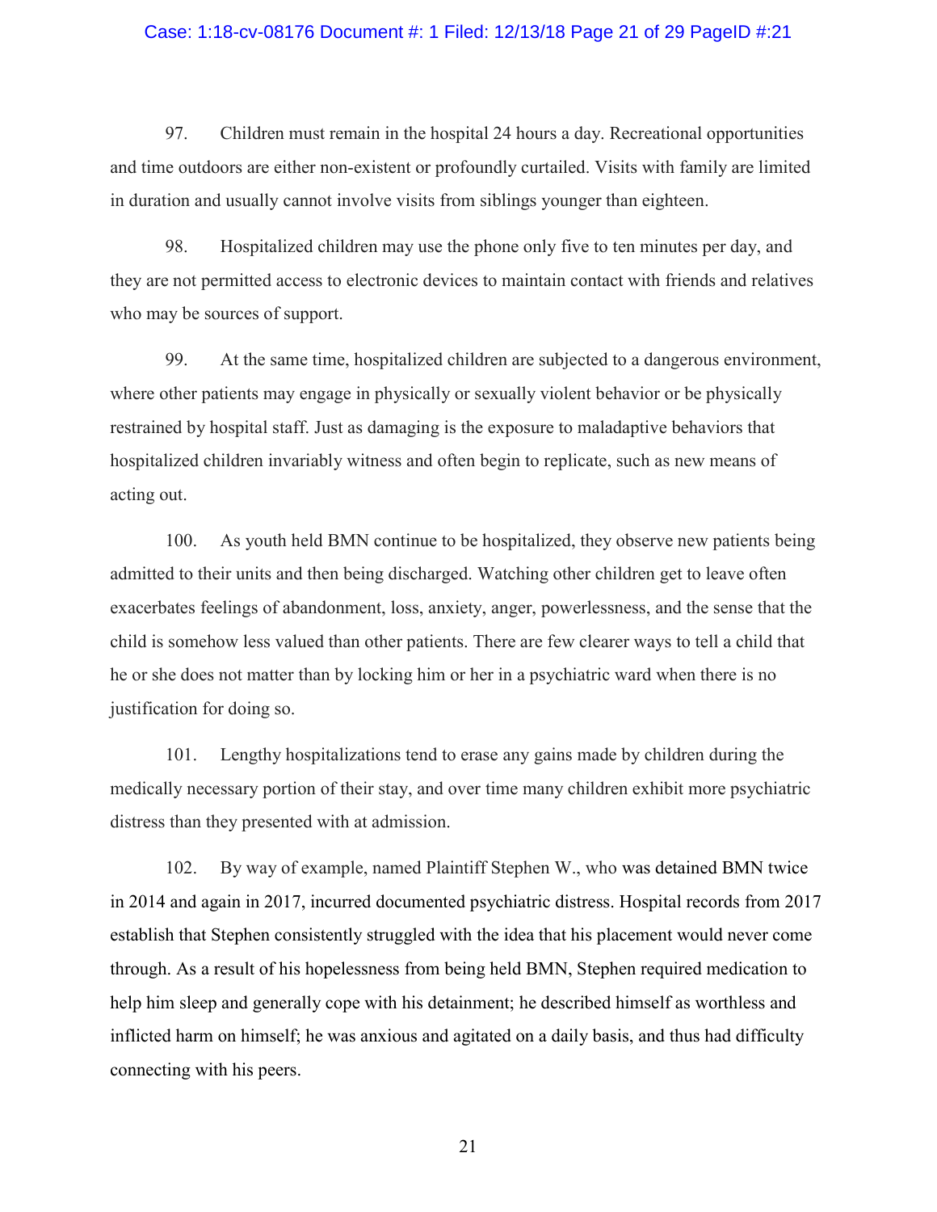97. Children must remain in the hospital 24 hours a day. Recreational opportunities and time outdoors are either non-existent or profoundly curtailed. Visits with family are limited in duration and usually cannot involve visits from siblings younger than eighteen.

98. Hospitalized children may use the phone only five to ten minutes per day, and they are not permitted access to electronic devices to maintain contact with friends and relatives who may be sources of support.

99. At the same time, hospitalized children are subjected to a dangerous environment, where other patients may engage in physically or sexually violent behavior or be physically restrained by hospital staff. Just as damaging is the exposure to maladaptive behaviors that hospitalized children invariably witness and often begin to replicate, such as new means of acting out.

100. As youth held BMN continue to be hospitalized, they observe new patients being admitted to their units and then being discharged. Watching other children get to leave often exacerbates feelings of abandonment, loss, anxiety, anger, powerlessness, and the sense that the child is somehow less valued than other patients. There are few clearer ways to tell a child that he or she does not matter than by locking him or her in a psychiatric ward when there is no justification for doing so.

101. Lengthy hospitalizations tend to erase any gains made by children during the medically necessary portion of their stay, and over time many children exhibit more psychiatric distress than they presented with at admission.

102. By way of example, named Plaintiff Stephen W., who was detained BMN twice in 2014 and again in 2017, incurred documented psychiatric distress. Hospital records from 2017 establish that Stephen consistently struggled with the idea that his placement would never come through. As a result of his hopelessness from being held BMN, Stephen required medication to help him sleep and generally cope with his detainment; he described himself as worthless and inflicted harm on himself; he was anxious and agitated on a daily basis, and thus had difficulty connecting with his peers.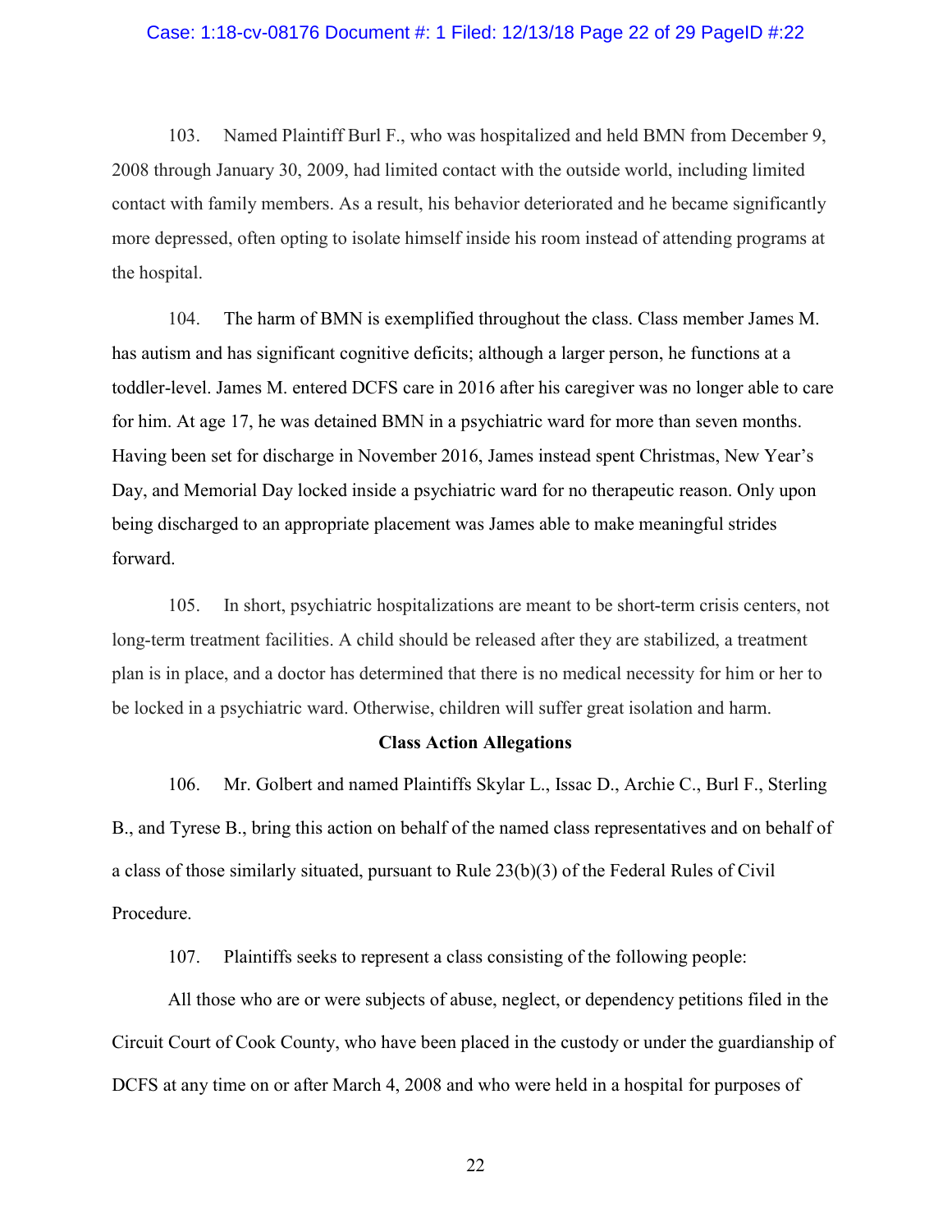103. Named Plaintiff Burl F., who was hospitalized and held BMN from December 9, 2008 through January 30, 2009, had limited contact with the outside world, including limited contact with family members. As a result, his behavior deteriorated and he became significantly more depressed, often opting to isolate himself inside his room instead of attending programs at the hospital.

104. The harm of BMN is exemplified throughout the class. Class member James M. has autism and has significant cognitive deficits; although a larger person, he functions at a toddler-level. James M. entered DCFS care in 2016 after his caregiver was no longer able to care for him. At age 17, he was detained BMN in a psychiatric ward for more than seven months. Having been set for discharge in November 2016, James instead spent Christmas, New Year's Day, and Memorial Day locked inside a psychiatric ward for no therapeutic reason. Only upon being discharged to an appropriate placement was James able to make meaningful strides forward.

105. In short, psychiatric hospitalizations are meant to be short-term crisis centers, not long-term treatment facilities. A child should be released after they are stabilized, a treatment plan is in place, and a doctor has determined that there is no medical necessity for him or her to be locked in a psychiatric ward. Otherwise, children will suffer great isolation and harm.

**Class Action Allegations**

106. Mr. Golbert and named Plaintiffs Skylar L., Issac D., Archie C., Burl F., Sterling B., and Tyrese B., bring this action on behalf of the named class representatives and on behalf of a class of those similarly situated, pursuant to Rule 23(b)(3) of the Federal Rules of Civil Procedure.

107. Plaintiffs seeks to represent a class consisting of the following people:

All those who are or were subjects of abuse, neglect, or dependency petitions filed in the Circuit Court of Cook County, who have been placed in the custody or under the guardianship of DCFS at any time on or after March 4, 2008 and who were held in a hospital for purposes of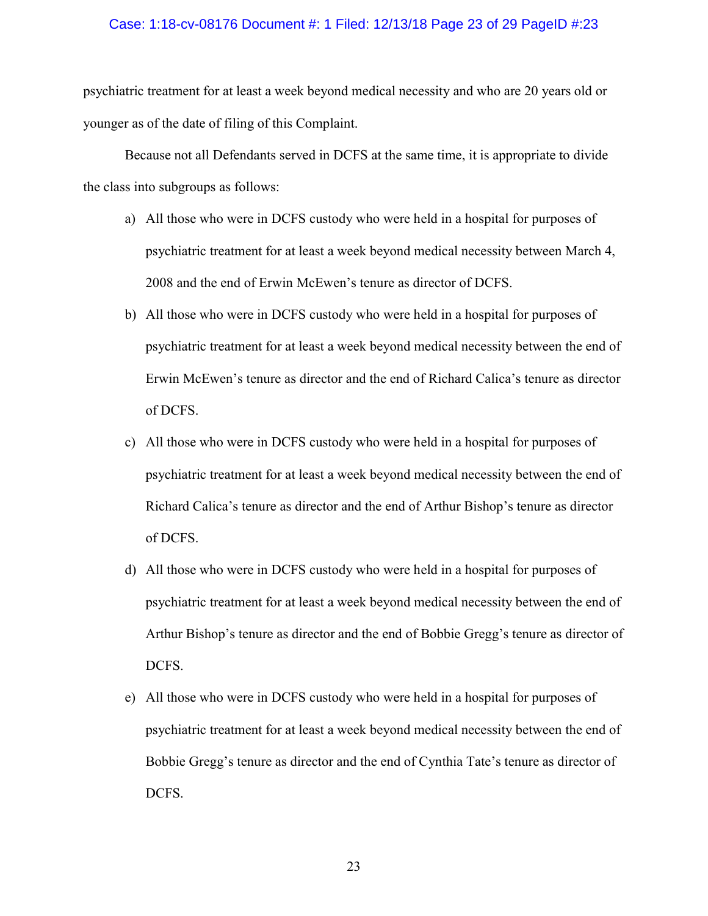psychiatric treatment for at least a week beyond medical necessity and who are 20 years old or younger as of the date of filing of this Complaint.

Because not all Defendants served in DCFS at the same time, it is appropriate to divide the class into subgroups as follows:

a) All those who were in DCFS custody who were held in a hospital for purposes of psychiatric treatment for at least a week beyond medical necessity between March 4, 2008 and the end of Erwin McEwen's tenure as director of DCFS.

b) All those who were in DCFS custody who were held in a hospital for purposes of psychiatric treatment for at least a week beyond medical necessity between the end of Erwin McEwen's tenure as director and the end of Richard Calica's tenure as director of DCFS.

c) All those who were in DCFS custody who were held in a hospital for purposes of psychiatric treatment for at least a week beyond medical necessity between the end of Richard Calica's tenure as director and the end of Arthur Bishop's tenure as director of DCFS.

d) All those who were in DCFS custody who were held in a hospital for purposes of psychiatric treatment for at least a week beyond medical necessity between the end of Arthur Bishop's tenure as director and the end of Bobbie Gregg's tenure as director of DCFS.

e) All those who were in DCFS custody who were held in a hospital for purposes of psychiatric treatment for at least a week beyond medical necessity between the end of Bobbie Gregg's tenure as director and the end of Cynthia Tate's tenure as director of DCFS.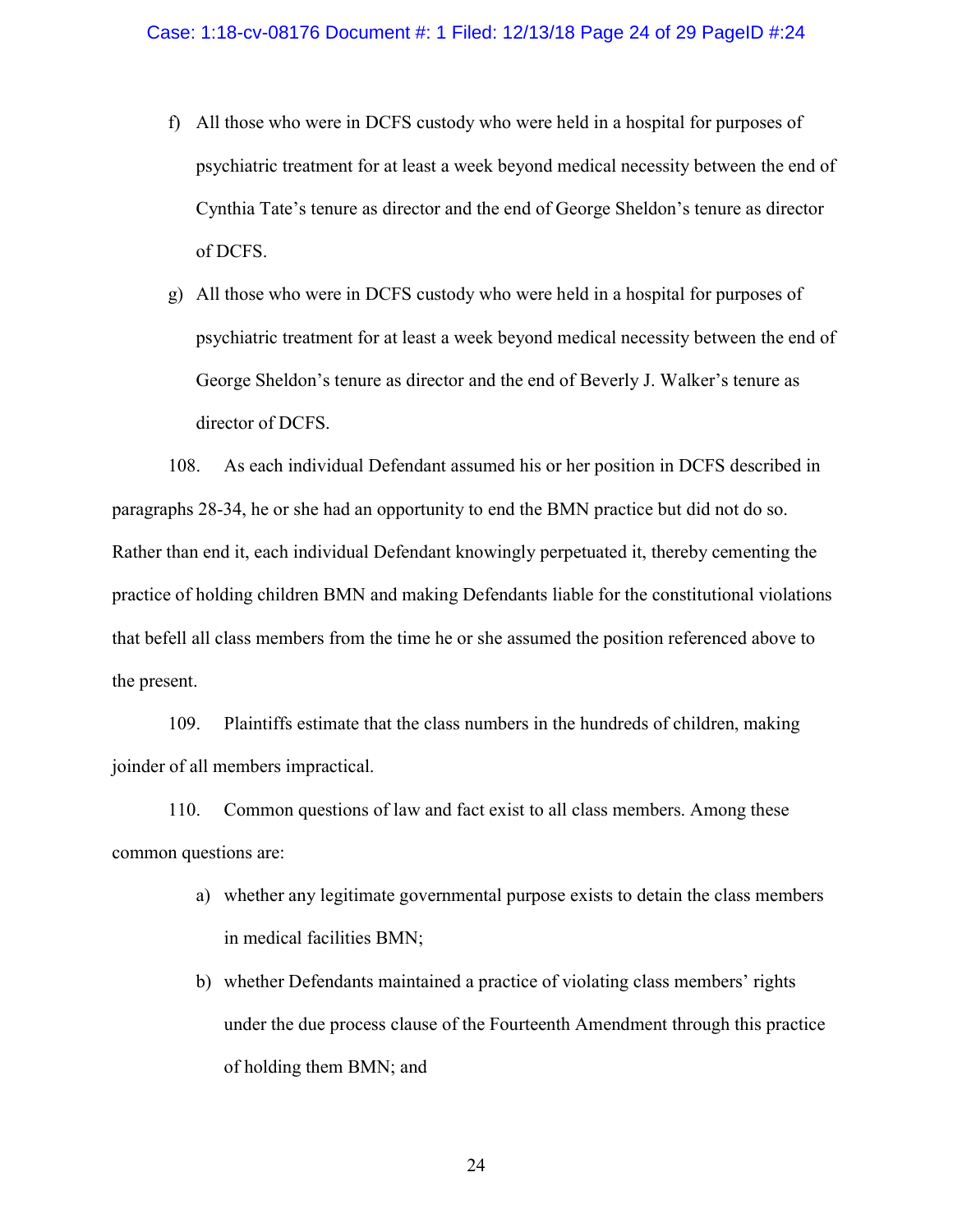f) All those who were in DCFS custody who were held in a hospital for purposes of psychiatric treatment for at least a week beyond medical necessity between the end of Cynthia Tate's tenure as director and the end of George Sheldon's tenure as director of DCFS.

g) All those who were in DCFS custody who were held in a hospital for purposes of psychiatric treatment for at least a week beyond medical necessity between the end of George Sheldon's tenure as director and the end of Beverly J. Walker's tenure as director of DCFS.

108. As each individual Defendant assumed his or her position in DCFS described in paragraphs 28-34, he or she had an opportunity to end the BMN practice but did not do so. Rather than end it, each individual Defendant knowingly perpetuated it, thereby cementing the practice of holding children BMN and making Defendants liable for the constitutional violations that befell all class members from the time he or she assumed the position referenced above to the present.

109. Plaintiffs estimate that the class numbers in the hundreds of children, making joinder of all members impractical.

110. Common questions of law and fact exist to all class members. Among these common questions are:

a) whether any legitimate governmental purpose exists to detain the class members in medical facilities BMN;

b) whether Defendants maintained a practice of violating class members' rights under the due process clause of the Fourteenth Amendment through this practice of holding them BMN; and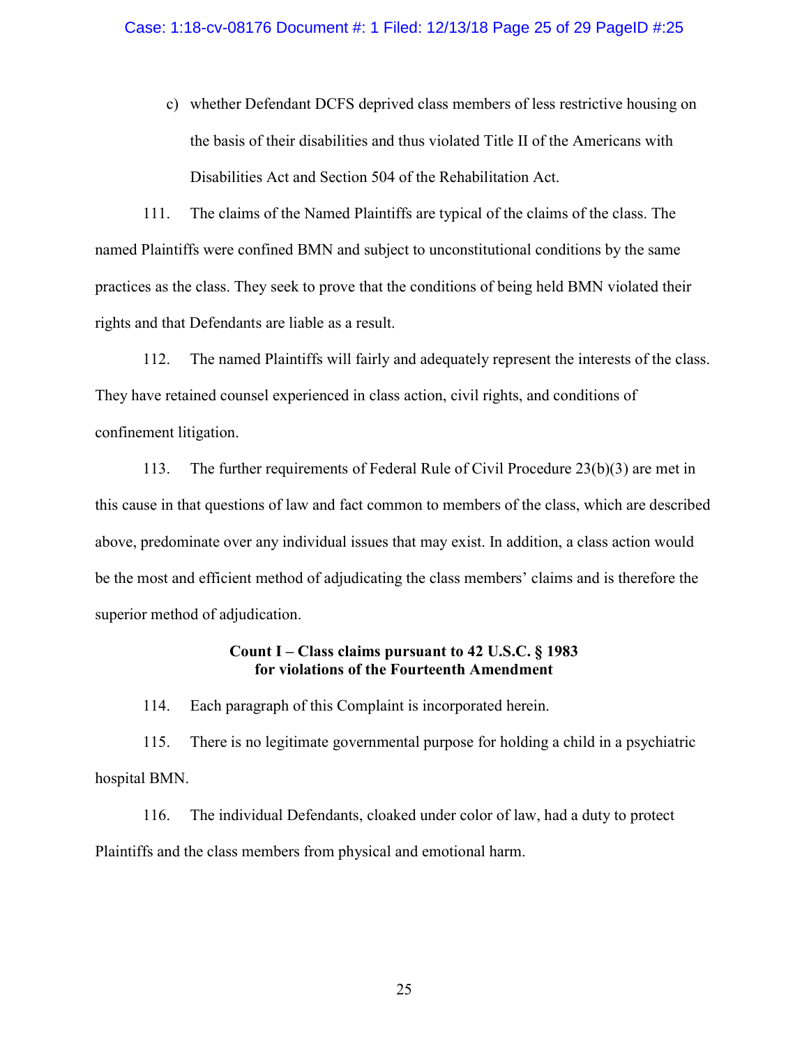c) whether Defendant DCFS deprived class members of less restrictive housing on the basis of their disabilities and thus violated Title II of the Americans with Disabilities Act and Section 504 of the Rehabilitation Act.

111. The claims of the Named Plaintiffs are typical of the claims of the class. The named Plaintiffs were confined BMN and subject to unconstitutional conditions by the same practices as the class. They seek to prove that the conditions of being held BMN violated their rights and that Defendants are liable as a result.

112. The named Plaintiffs will fairly and adequately represent the interests of the class. They have retained counsel experienced in class action, civil rights, and conditions of confinement litigation.

113. The further requirements of Federal Rule of Civil Procedure 23(b)(3) are met in this cause in that questions of law and fact common to members of the class, which are described above, predominate over any individual issues that may exist. In addition, a class action would be the most and efficient method of adjudicating the class members' claims and is therefore the superior method of adjudication.

**Count I – Class claims pursuant to 42 U.S.C. § 1983 for violations of the Fourteenth Amendment**

114. Each paragraph of this Complaint is incorporated herein.

115. There is no legitimate governmental purpose for holding a child in a psychiatric hospital BMN.

116. The individual Defendants, cloaked under color of law, had a duty to protect Plaintiffs and the class members from physical and emotional harm.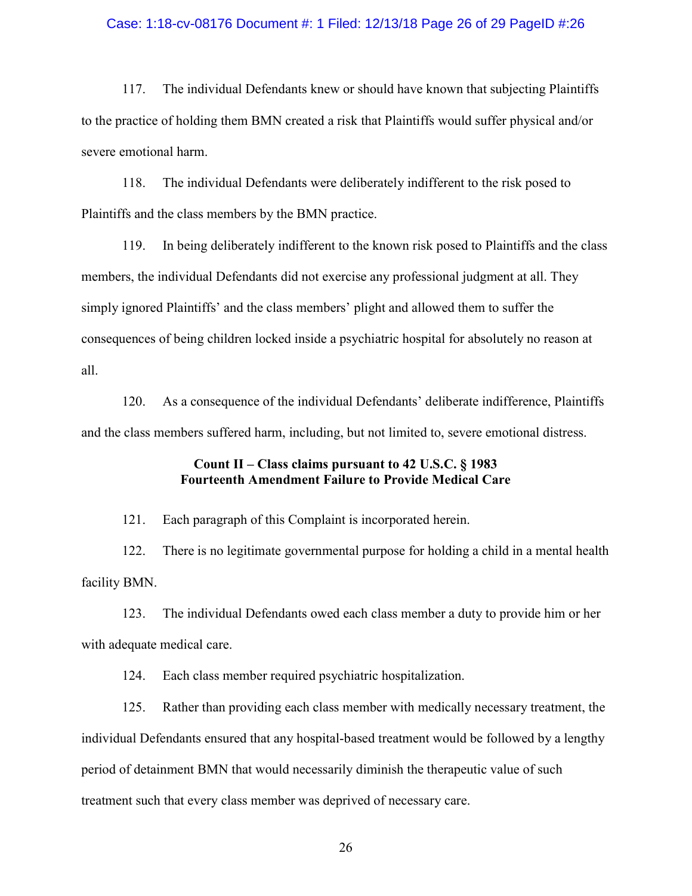117. The individual Defendants knew or should have known that subjecting Plaintiffs to the practice of holding them BMN created a risk that Plaintiffs would suffer physical and/or severe emotional harm.

118. The individual Defendants were deliberately indifferent to the risk posed to Plaintiffs and the class members by the BMN practice.

119. In being deliberately indifferent to the known risk posed to Plaintiffs and the class members, the individual Defendants did not exercise any professional judgment at all. They simply ignored Plaintiffs' and the class members' plight and allowed them to suffer the consequences of being children locked inside a psychiatric hospital for absolutely no reason at all.

120. As a consequence of the individual Defendants' deliberate indifference, Plaintiffs and the class members suffered harm, including, but not limited to, severe emotional distress.

**Count II – Class claims pursuant to 42 U.S.C. § 1983**
**Fourteenth Amendment Failure to Provide Medical Care**

121. Each paragraph of this Complaint is incorporated herein.

122. There is no legitimate governmental purpose for holding a child in a mental health facility BMN.

123. The individual Defendants owed each class member a duty to provide him or her with adequate medical care.

124. Each class member required psychiatric hospitalization.

125. Rather than providing each class member with medically necessary treatment, the individual Defendants ensured that any hospital-based treatment would be followed by a lengthy period of detainment BMN that would necessarily diminish the therapeutic value of such treatment such that every class member was deprived of necessary care.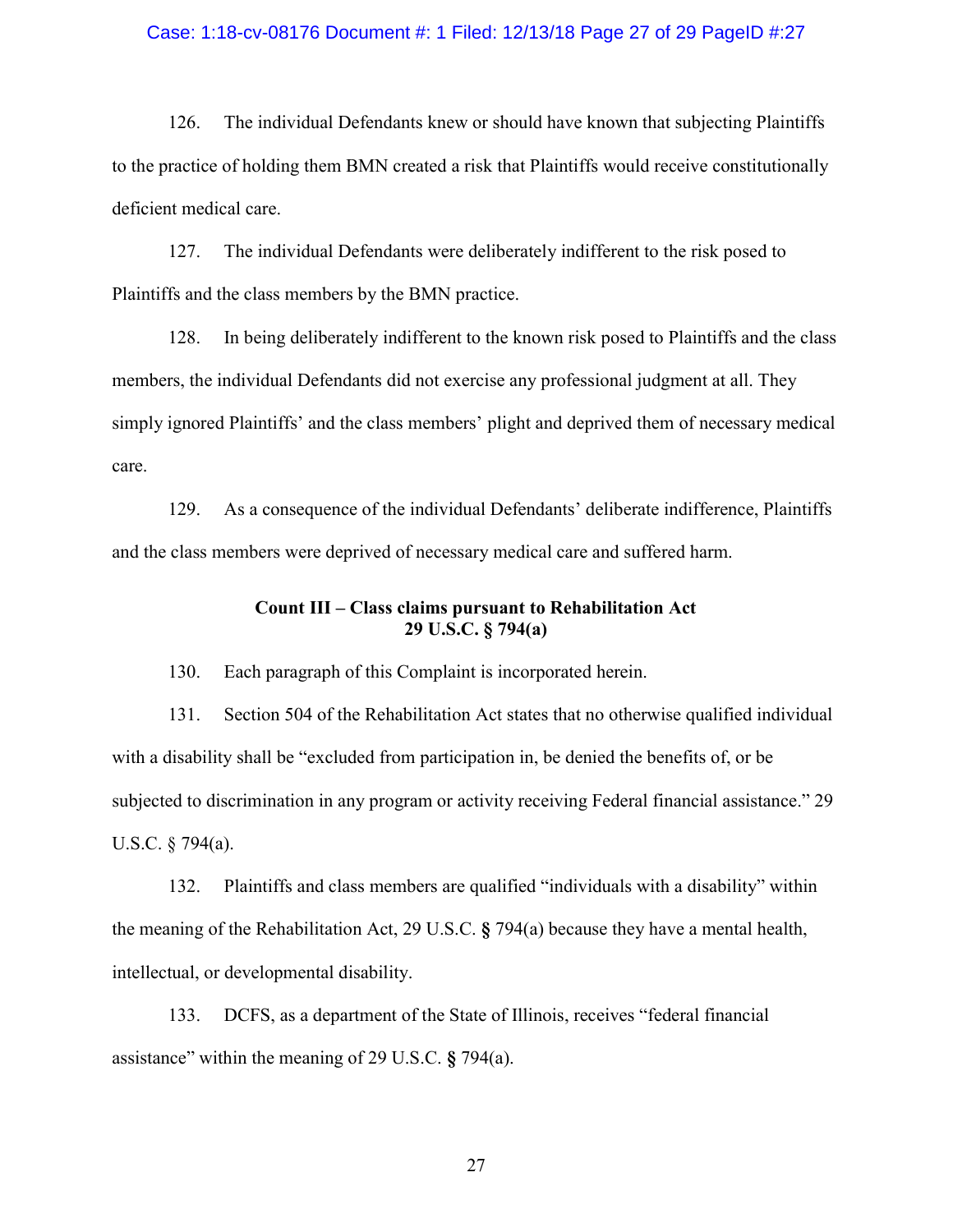126. The individual Defendants knew or should have known that subjecting Plaintiffs to the practice of holding them BMN created a risk that Plaintiffs would receive constitutionally deficient medical care.

127. The individual Defendants were deliberately indifferent to the risk posed to Plaintiffs and the class members by the BMN practice.

128. In being deliberately indifferent to the known risk posed to Plaintiffs and the class members, the individual Defendants did not exercise any professional judgment at all. They simply ignored Plaintiffs' and the class members' plight and deprived them of necessary medical care.

129. As a consequence of the individual Defendants' deliberate indifference, Plaintiffs and the class members were deprived of necessary medical care and suffered harm.

**Count III – Class claims pursuant to Rehabilitation Act**
**29 U.S.C. § 794(a)**

130. Each paragraph of this Complaint is incorporated herein.

131. Section 504 of the Rehabilitation Act states that no otherwise qualified individual with a disability shall be "excluded from participation in, be denied the benefits of, or be subjected to discrimination in any program or activity receiving Federal financial assistance." 29 U.S.C. § 794(a).

132. Plaintiffs and class members are qualified "individuals with a disability" within the meaning of the Rehabilitation Act, 29 U.S.C. **§** 794(a) because they have a mental health, intellectual, or developmental disability.

133. DCFS, as a department of the State of Illinois, receives "federal financial assistance" within the meaning of 29 U.S.C. **§** 794(a).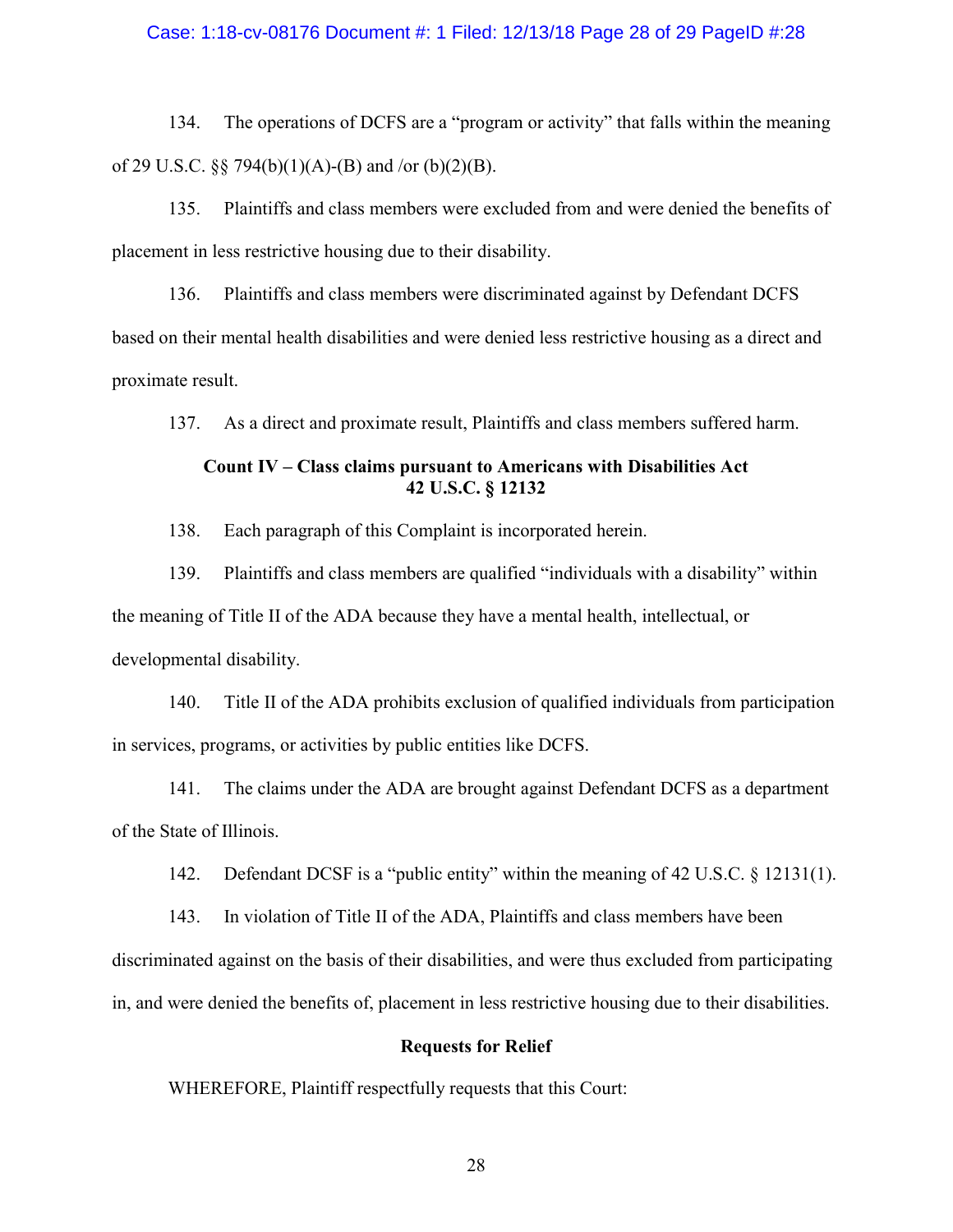134. The operations of DCFS are a "program or activity" that falls within the meaning of 29 U.S.C. §§ 794(b)(1)(A)-(B) and /or (b)(2)(B).

135. Plaintiffs and class members were excluded from and were denied the benefits of placement in less restrictive housing due to their disability.

136. Plaintiffs and class members were discriminated against by Defendant DCFS based on their mental health disabilities and were denied less restrictive housing as a direct and proximate result.

137. As a direct and proximate result, Plaintiffs and class members suffered harm.

**Count IV – Class claims pursuant to Americans with Disabilities Act 42 U.S.C. § 12132**

138. Each paragraph of this Complaint is incorporated herein.

139. Plaintiffs and class members are qualified "individuals with a disability" within the meaning of Title II of the ADA because they have a mental health, intellectual, or developmental disability.

140. Title II of the ADA prohibits exclusion of qualified individuals from participation in services, programs, or activities by public entities like DCFS.

141. The claims under the ADA are brought against Defendant DCFS as a department of the State of Illinois.

142. Defendant DCSF is a "public entity" within the meaning of 42 U.S.C. § 12131(1).

143. In violation of Title II of the ADA, Plaintiffs and class members have been discriminated against on the basis of their disabilities, and were thus excluded from participating in, and were denied the benefits of, placement in less restrictive housing due to their disabilities.

**Requests for Relief**

WHEREFORE, Plaintiff respectfully requests that this Court: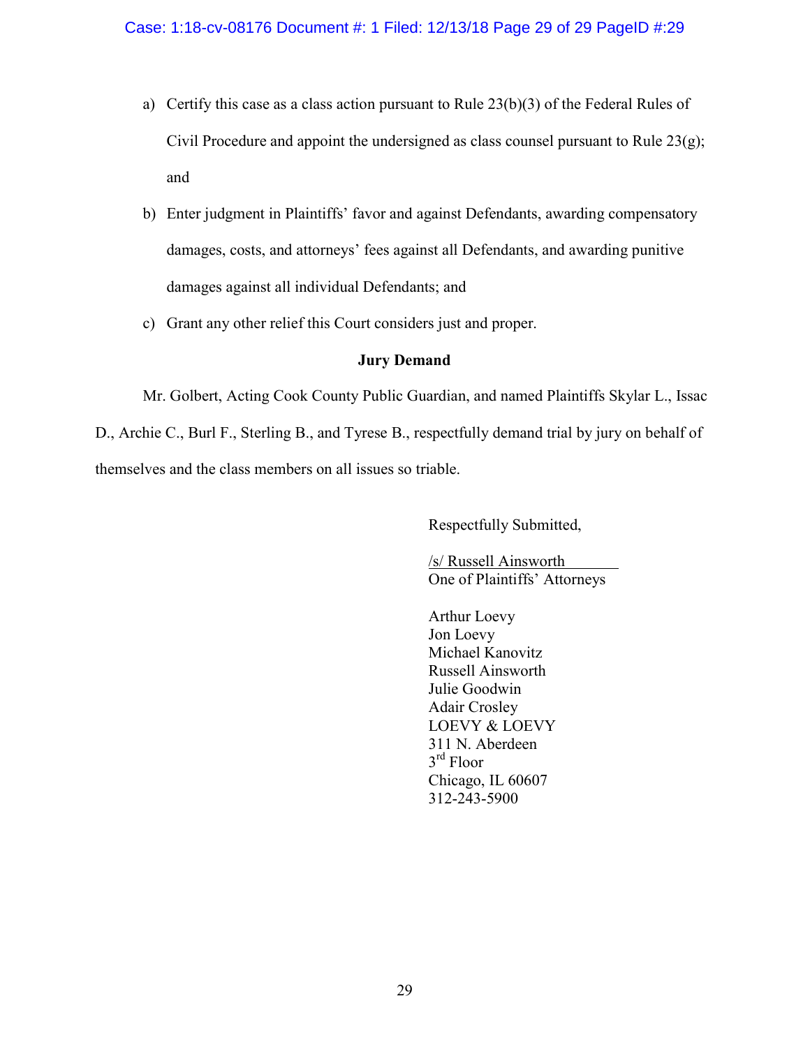a) Certify this case as a class action pursuant to Rule 23(b)(3) of the Federal Rules of Civil Procedure and appoint the undersigned as class counsel pursuant to Rule 23(g); and

b) Enter judgment in Plaintiffs' favor and against Defendants, awarding compensatory damages, costs, and attorneys' fees against all Defendants, and awarding punitive damages against all individual Defendants; and

c) Grant any other relief this Court considers just and proper.

**Jury Demand**

Mr. Golbert, Acting Cook County Public Guardian, and named Plaintiffs Skylar L., Issac D., Archie C., Burl F., Sterling B., and Tyrese B., respectfully demand trial by jury on behalf of themselves and the class members on all issues so triable.

Respectfully Submitted,

/s/ Russell Ainsworth
One of Plaintiffs' Attorneys

Arthur Loevy
Jon Loevy
Michael Kanovitz
Russell Ainsworth
Julie Goodwin
Adair Crosley
LOEVY & LOEVY
311 N. Aberdeen
3rd Floor
Chicago, IL 60607
312-243-5900